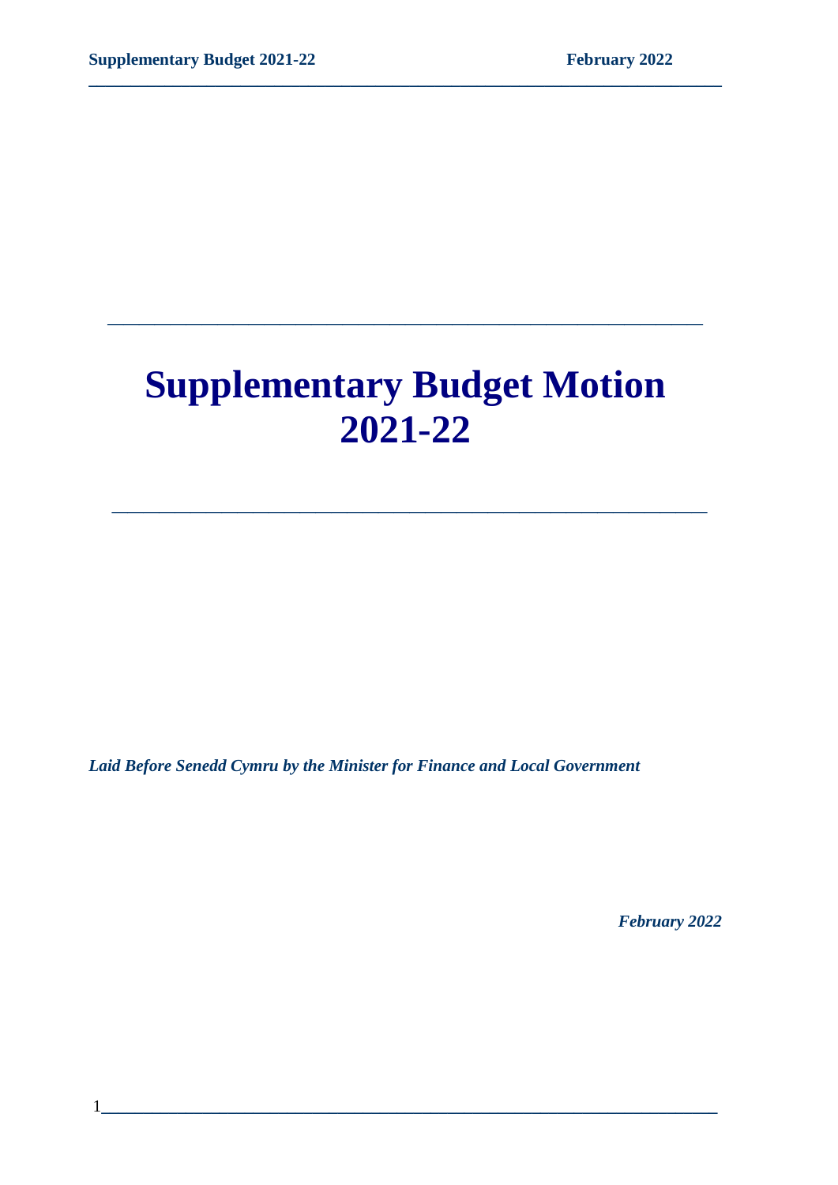# Supplementary Budget Motion 2021-22

*Laid Before Senedd Cymru by the Minister for Finance and Local Government*

*February 2022*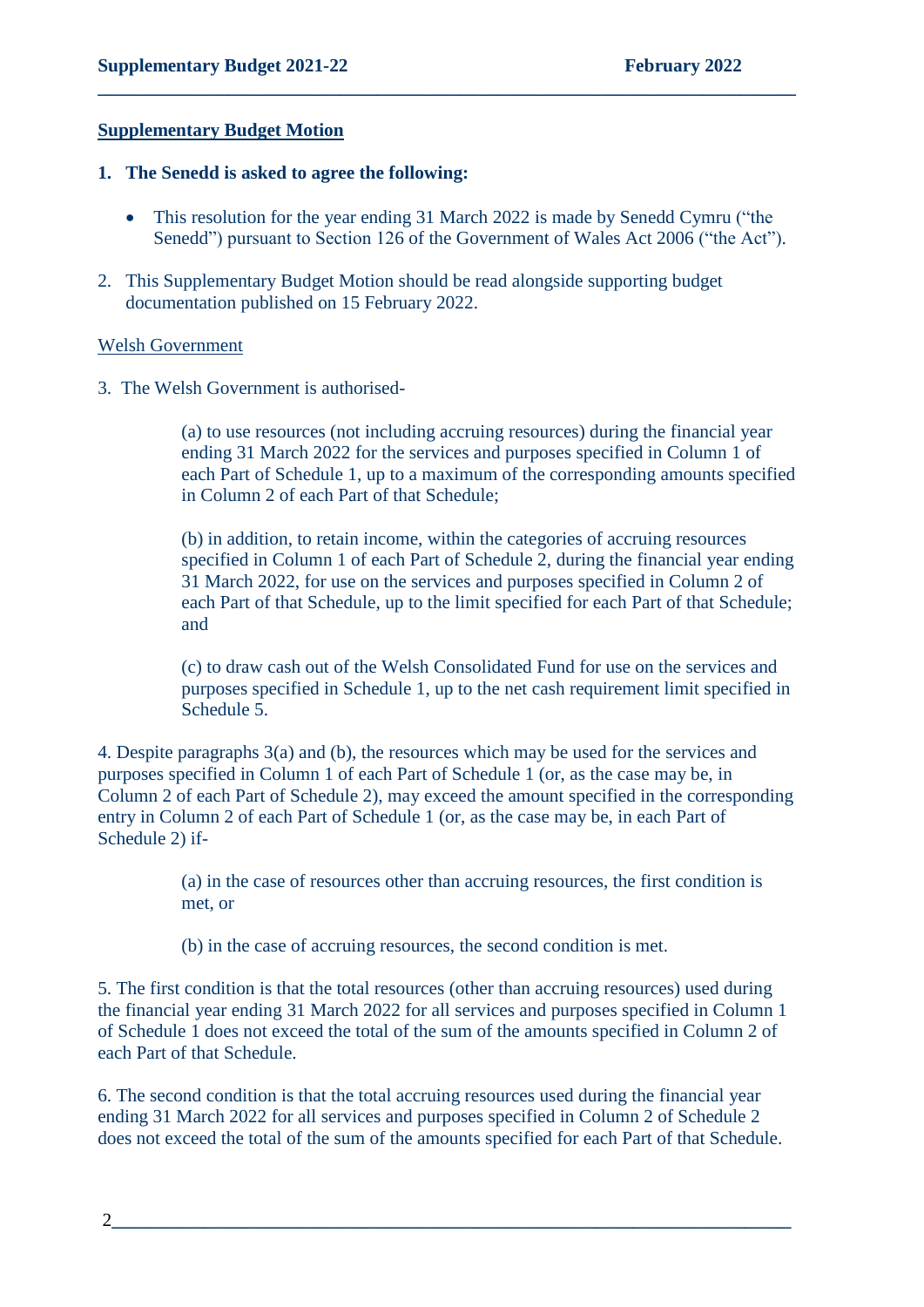## Supplementary Budget Motion

**1. The Senedd is asked to agree the following:**

- This resolution for the year ending 31 March 2022 is made by Senedd Cymru ("the Senedd") pursuant to Section 126 of the Government of Wales Act 2006 ("the Act").

2. This Supplementary Budget Motion should be read alongside supporting budget documentation published on 15 February 2022.

### Welsh Government

3. The Welsh Government is authorised-

(a) to use resources (not including accruing resources) during the financial year ending 31 March 2022 for the services and purposes specified in Column 1 of each Part of Schedule 1, up to a maximum of the corresponding amounts specified in Column 2 of each Part of that Schedule;

(b) in addition, to retain income, within the categories of accruing resources specified in Column 1 of each Part of Schedule 2, during the financial year ending 31 March 2022, for use on the services and purposes specified in Column 2 of each Part of that Schedule, up to the limit specified for each Part of that Schedule; and

(c) to draw cash out of the Welsh Consolidated Fund for use on the services and purposes specified in Schedule 1, up to the net cash requirement limit specified in Schedule 5.

4. Despite paragraphs 3(a) and (b), the resources which may be used for the services and purposes specified in Column 1 of each Part of Schedule 1 (or, as the case may be, in Column 2 of each Part of Schedule 2), may exceed the amount specified in the corresponding entry in Column 2 of each Part of Schedule 1 (or, as the case may be, in each Part of Schedule 2) if-

(a) in the case of resources other than accruing resources, the first condition is met, or

(b) in the case of accruing resources, the second condition is met.

5. The first condition is that the total resources (other than accruing resources) used during the financial year ending 31 March 2022 for all services and purposes specified in Column 1 of Schedule 1 does not exceed the total of the sum of the amounts specified in Column 2 of each Part of that Schedule.

6. The second condition is that the total accruing resources used during the financial year ending 31 March 2022 for all services and purposes specified in Column 2 of Schedule 2 does not exceed the total of the sum of the amounts specified for each Part of that Schedule.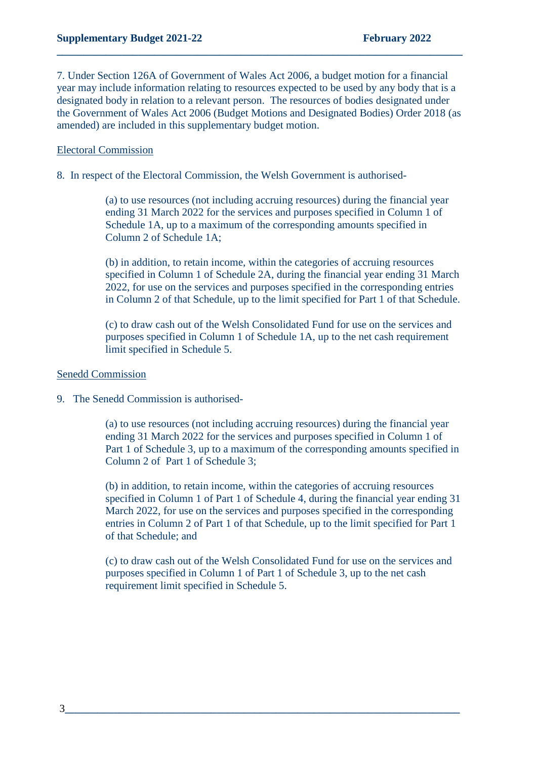7. Under Section 126A of Government of Wales Act 2006, a budget motion for a financial year may include information relating to resources expected to be used by any body that is a designated body in relation to a relevant person. The resources of bodies designated under the Government of Wales Act 2006 (Budget Motions and Designated Bodies) Order 2018 (as amended) are included in this supplementary budget motion.

<u>Electoral Commission</u>

8. In respect of the Electoral Commission, the Welsh Government is authorised-

> (a) to use resources (not including accruing resources) during the financial year ending 31 March 2022 for the services and purposes specified in Column 1 of Schedule 1A, up to a maximum of the corresponding amounts specified in Column 2 of Schedule 1A;
>
> (b) in addition, to retain income, within the categories of accruing resources specified in Column 1 of Schedule 2A, during the financial year ending 31 March 2022, for use on the services and purposes specified in the corresponding entries in Column 2 of that Schedule, up to the limit specified for Part 1 of that Schedule.
>
> (c) to draw cash out of the Welsh Consolidated Fund for use on the services and purposes specified in Column 1 of Schedule 1A, up to the net cash requirement limit specified in Schedule 5.

<u>Senedd Commission</u>

9. The Senedd Commission is authorised-

> (a) to use resources (not including accruing resources) during the financial year ending 31 March 2022 for the services and purposes specified in Column 1 of Part 1 of Schedule 3, up to a maximum of the corresponding amounts specified in Column 2 of Part 1 of Schedule 3;
>
> (b) in addition, to retain income, within the categories of accruing resources specified in Column 1 of Part 1 of Schedule 4, during the financial year ending 31 March 2022, for use on the services and purposes specified in the corresponding entries in Column 2 of Part 1 of that Schedule, up to the limit specified for Part 1 of that Schedule; and
>
> (c) to draw cash out of the Welsh Consolidated Fund for use on the services and purposes specified in Column 1 of Part 1 of Schedule 3, up to the net cash requirement limit specified in Schedule 5.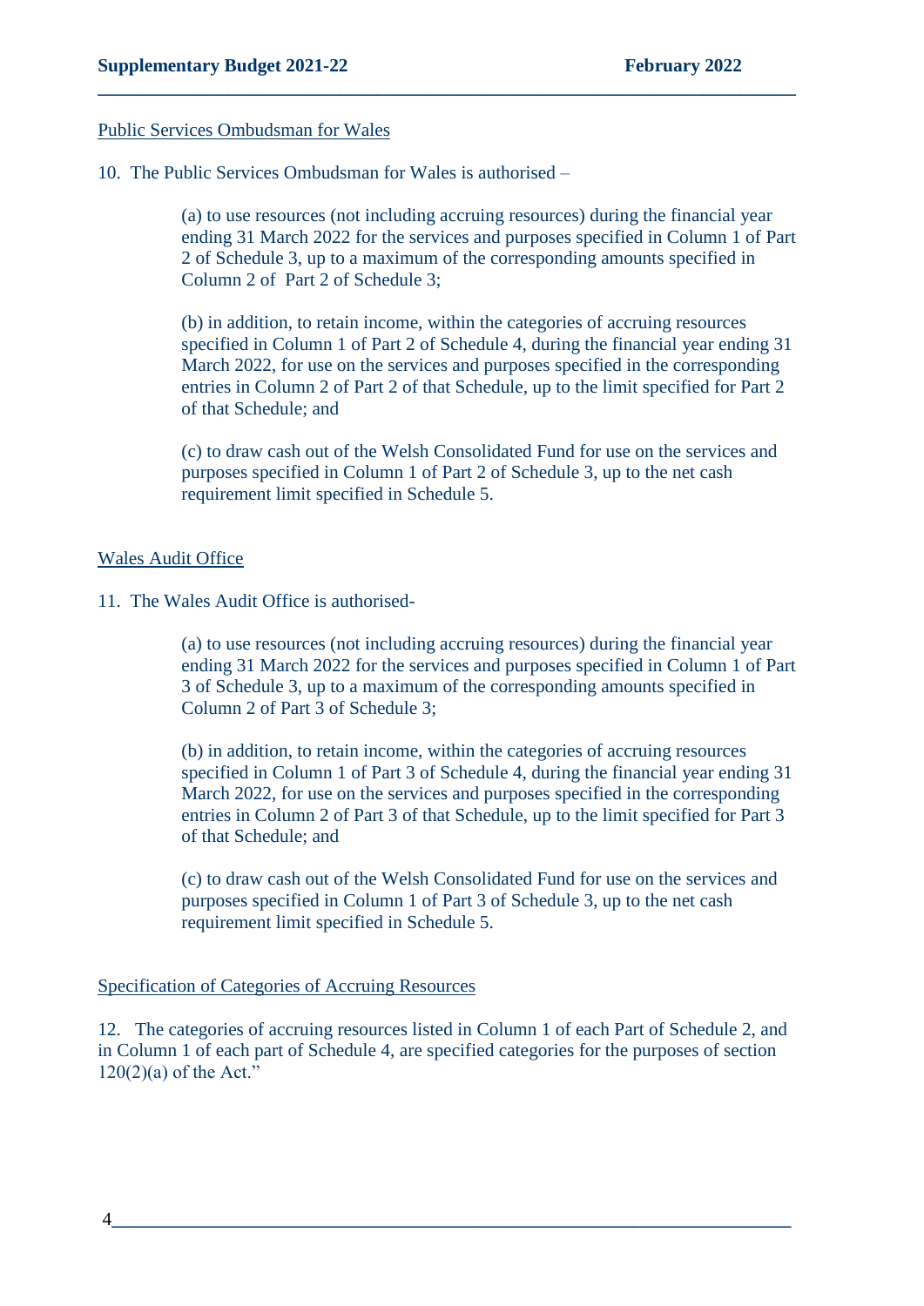Public Services Ombudsman for Wales

10. The Public Services Ombudsman for Wales is authorised –

(a) to use resources (not including accruing resources) during the financial year ending 31 March 2022 for the services and purposes specified in Column 1 of Part 2 of Schedule 3, up to a maximum of the corresponding amounts specified in Column 2 of Part 2 of Schedule 3;

(b) in addition, to retain income, within the categories of accruing resources specified in Column 1 of Part 2 of Schedule 4, during the financial year ending 31 March 2022, for use on the services and purposes specified in the corresponding entries in Column 2 of Part 2 of that Schedule, up to the limit specified for Part 2 of that Schedule; and

(c) to draw cash out of the Welsh Consolidated Fund for use on the services and purposes specified in Column 1 of Part 2 of Schedule 3, up to the net cash requirement limit specified in Schedule 5.

Wales Audit Office

11. The Wales Audit Office is authorised-

(a) to use resources (not including accruing resources) during the financial year ending 31 March 2022 for the services and purposes specified in Column 1 of Part 3 of Schedule 3, up to a maximum of the corresponding amounts specified in Column 2 of Part 3 of Schedule 3;

(b) in addition, to retain income, within the categories of accruing resources specified in Column 1 of Part 3 of Schedule 4, during the financial year ending 31 March 2022, for use on the services and purposes specified in the corresponding entries in Column 2 of Part 3 of that Schedule, up to the limit specified for Part 3 of that Schedule; and

(c) to draw cash out of the Welsh Consolidated Fund for use on the services and purposes specified in Column 1 of Part 3 of Schedule 3, up to the net cash requirement limit specified in Schedule 5.

Specification of Categories of Accruing Resources

12. The categories of accruing resources listed in Column 1 of each Part of Schedule 2, and in Column 1 of each part of Schedule 4, are specified categories for the purposes of section 120(2)(a) of the Act."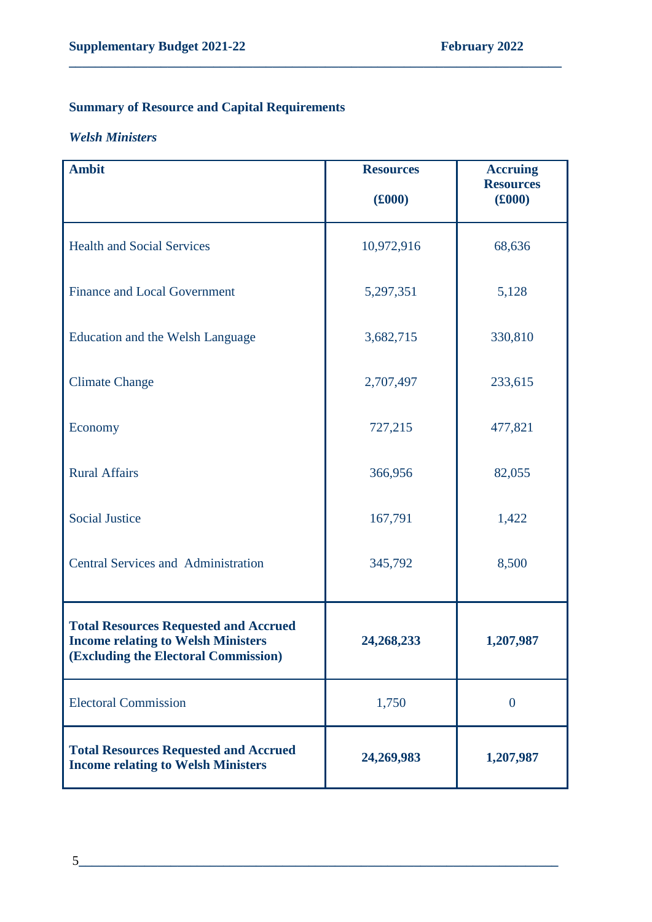## Summary of Resource and Capital Requirements

### *Welsh Ministers*

| Ambit | Resources (£000) | Accruing Resources (£000) |
|---|---|---|
| Health and Social Services | 10,972,916 | 68,636 |
| Finance and Local Government | 5,297,351 | 5,128 |
| Education and the Welsh Language | 3,682,715 | 330,810 |
| Climate Change | 2,707,497 | 233,615 |
| Economy | 727,215 | 477,821 |
| Rural Affairs | 366,956 | 82,055 |
| Social Justice | 167,791 | 1,422 |
| Central Services and Administration | 345,792 | 8,500 |
| **Total Resources Requested and Accrued Income relating to Welsh Ministers (Excluding the Electoral Commission)** | **24,268,233** | **1,207,987** |
| Electoral Commission | 1,750 | 0 |
| **Total Resources Requested and Accrued Income relating to Welsh Ministers** | **24,269,983** | **1,207,987** |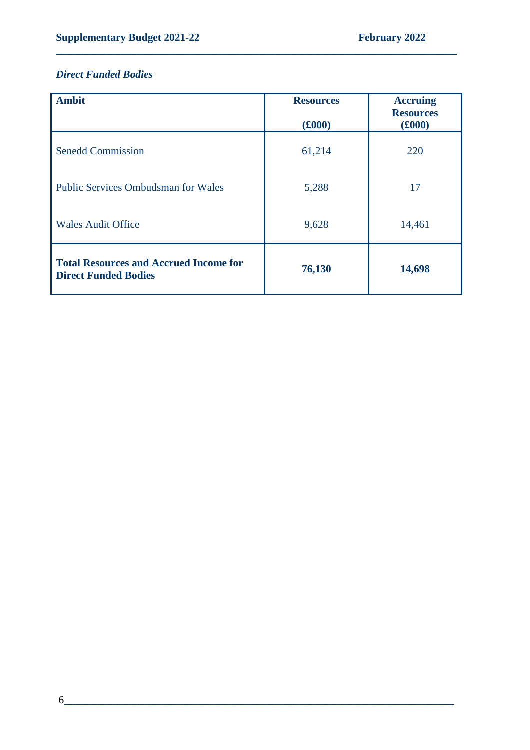*Direct Funded Bodies*

| Ambit | Resources (£000) | Accruing Resources (£000) |
|---|---|---|
| Senedd Commission | 61,214 | 220 |
| Public Services Ombudsman for Wales | 5,288 | 17 |
| Wales Audit Office | 9,628 | 14,461 |
| **Total Resources and Accrued Income for Direct Funded Bodies** | **76,130** | **14,698** |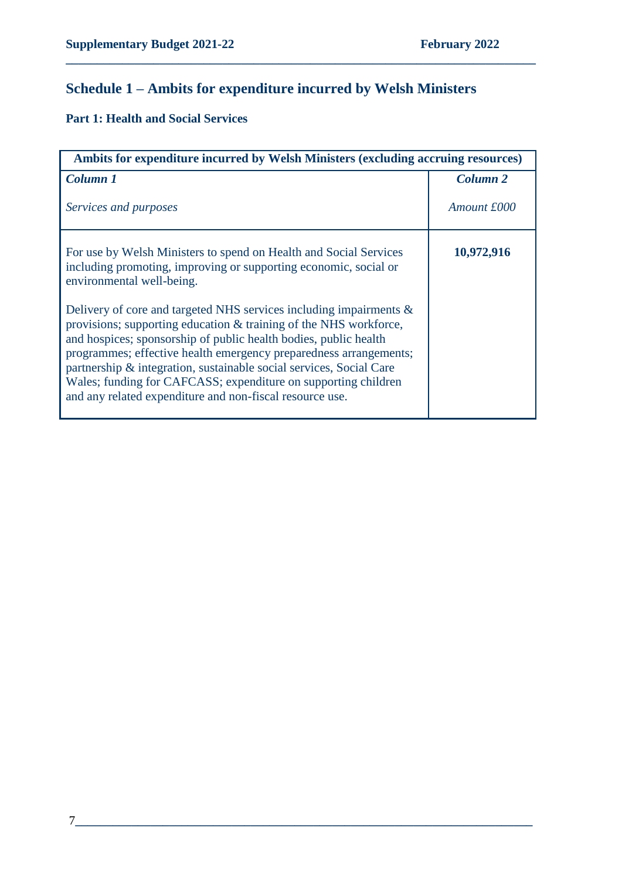## Schedule 1 – Ambits for expenditure incurred by Welsh Ministers

### Part 1: Health and Social Services

| Ambits for expenditure incurred by Welsh Ministers (excluding accruing resources) | |
|---|---|
| ***Column 1*** *Services and purposes* | ***Column 2*** *Amount £000* |
| For use by Welsh Ministers to spend on Health and Social Services including promoting, improving or supporting economic, social or environmental well-being. Delivery of core and targeted NHS services including impairments & provisions; supporting education & training of the NHS workforce, and hospices; sponsorship of public health bodies, public health programmes; effective health emergency preparedness arrangements; partnership & integration, sustainable social services, Social Care Wales; funding for CAFCASS; expenditure on supporting children and any related expenditure and non-fiscal resource use. | **10,972,916** |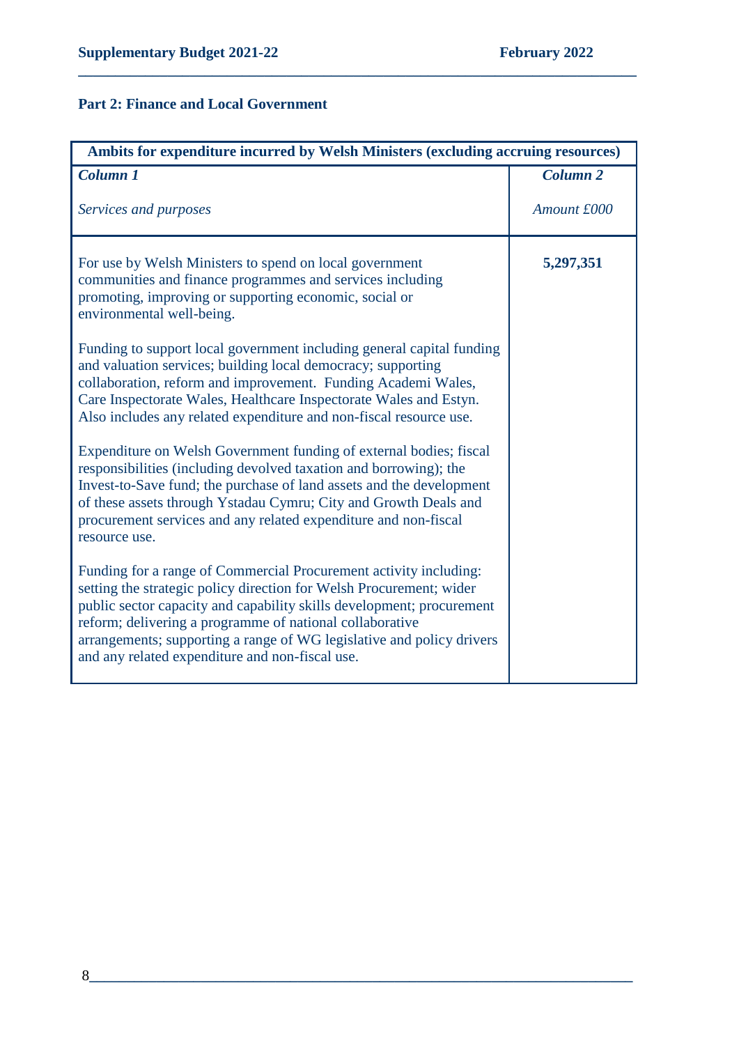## Part 2: Finance and Local Government

| Ambits for expenditure incurred by Welsh Ministers (excluding accruing resources) | |
|---|---|
| ***Column 1*** <br><br> *Services and purposes* | ***Column 2*** <br><br> *Amount £000* |
| For use by Welsh Ministers to spend on local government communities and finance programmes and services including promoting, improving or supporting economic, social or environmental well-being. <br><br> Funding to support local government including general capital funding and valuation services; building local democracy; supporting collaboration, reform and improvement. Funding Academi Wales, Care Inspectorate Wales, Healthcare Inspectorate Wales and Estyn. Also includes any related expenditure and non-fiscal resource use. <br><br> Expenditure on Welsh Government funding of external bodies; fiscal responsibilities (including devolved taxation and borrowing); the Invest-to-Save fund; the purchase of land assets and the development of these assets through Ystadau Cymru; City and Growth Deals and procurement services and any related expenditure and non-fiscal resource use. <br><br> Funding for a range of Commercial Procurement activity including: setting the strategic policy direction for Welsh Procurement; wider public sector capacity and capability skills development; procurement reform; delivering a programme of national collaborative arrangements; supporting a range of WG legislative and policy drivers and any related expenditure and non-fiscal use. | **5,297,351** |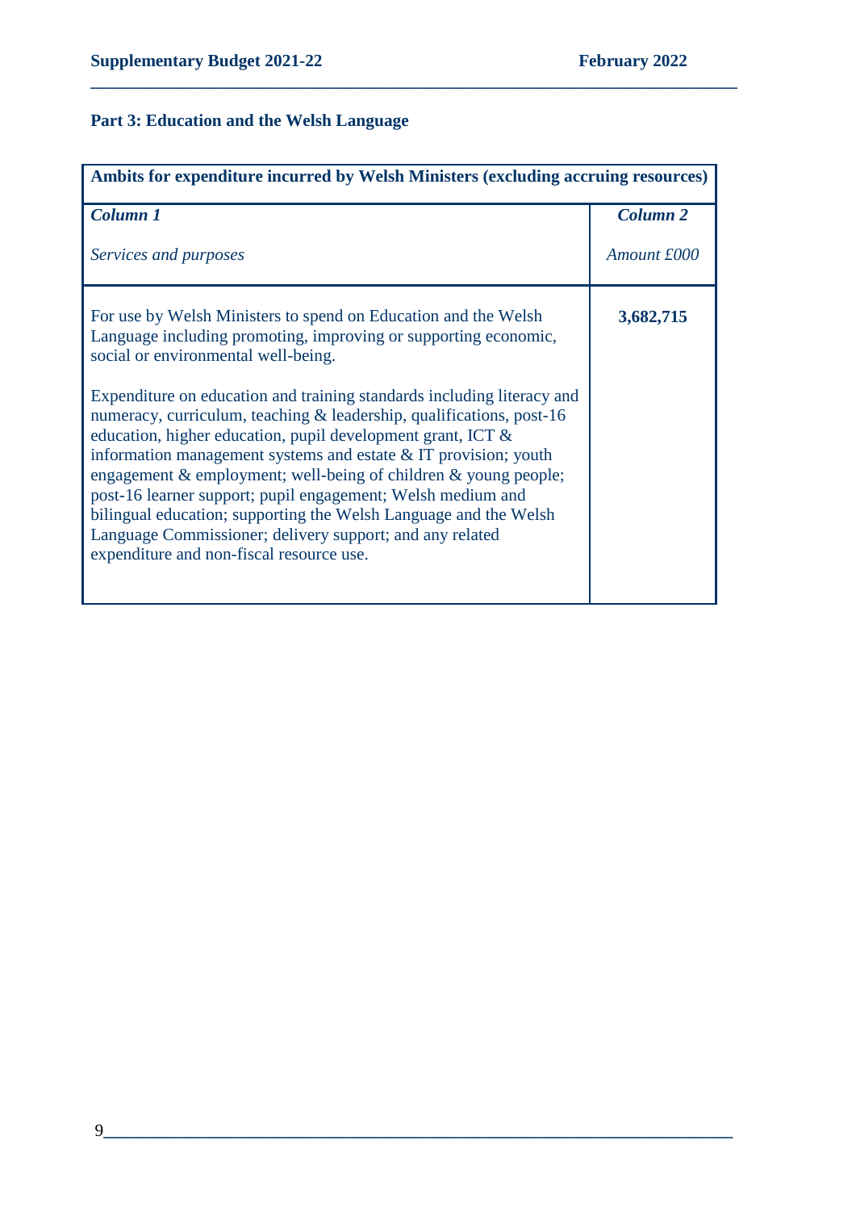## Part 3: Education and the Welsh Language

| Ambits for expenditure incurred by Welsh Ministers (excluding accruing resources) | |
|---|---|
| ***Column 1*** <br><br> *Services and purposes* | ***Column 2*** <br><br> *Amount £000* |
| For use by Welsh Ministers to spend on Education and the Welsh Language including promoting, improving or supporting economic, social or environmental well-being. <br><br> Expenditure on education and training standards including literacy and numeracy, curriculum, teaching & leadership, qualifications, post-16 education, higher education, pupil development grant, ICT & information management systems and estate & IT provision; youth engagement & employment; well-being of children & young people; post-16 learner support; pupil engagement; Welsh medium and bilingual education; supporting the Welsh Language and the Welsh Language Commissioner; delivery support; and any related expenditure and non-fiscal resource use. | **3,682,715** |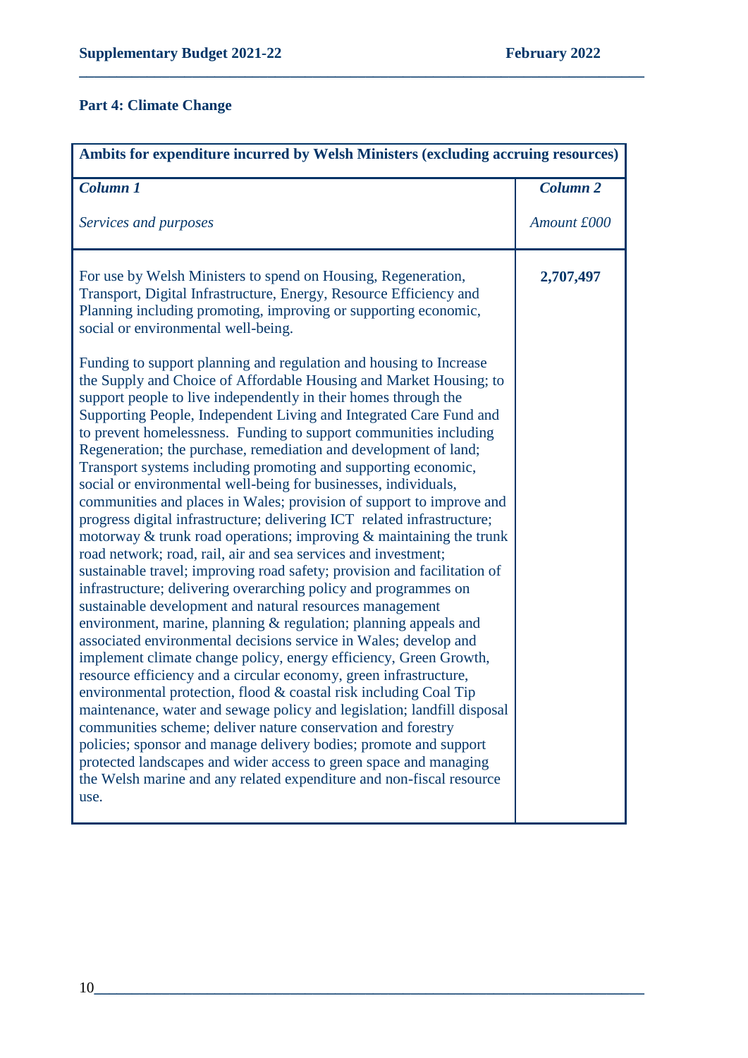## Part 4: Climate Change

| Ambits for expenditure incurred by Welsh Ministers (excluding accruing resources) | |
|---|---|
| ***Column 1***<br><br>*Services and purposes* | ***Column 2***<br><br>*Amount £000* |
| For use by Welsh Ministers to spend on Housing, Regeneration, Transport, Digital Infrastructure, Energy, Resource Efficiency and Planning including promoting, improving or supporting economic, social or environmental well-being.<br><br>Funding to support planning and regulation and housing to Increase the Supply and Choice of Affordable Housing and Market Housing; to support people to live independently in their homes through the Supporting People, Independent Living and Integrated Care Fund and to prevent homelessness. Funding to support communities including Regeneration; the purchase, remediation and development of land; Transport systems including promoting and supporting economic, social or environmental well-being for businesses, individuals, communities and places in Wales; provision of support to improve and progress digital infrastructure; delivering ICT related infrastructure; motorway & trunk road operations; improving & maintaining the trunk road network; road, rail, air and sea services and investment; sustainable travel; improving road safety; provision and facilitation of infrastructure; delivering overarching policy and programmes on sustainable development and natural resources management environment, marine, planning & regulation; planning appeals and associated environmental decisions service in Wales; develop and implement climate change policy, energy efficiency, Green Growth, resource efficiency and a circular economy, green infrastructure, environmental protection, flood & coastal risk including Coal Tip maintenance, water and sewage policy and legislation; landfill disposal communities scheme; deliver nature conservation and forestry policies; sponsor and manage delivery bodies; promote and support protected landscapes and wider access to green space and managing the Welsh marine and any related expenditure and non-fiscal resource use. | **2,707,497** |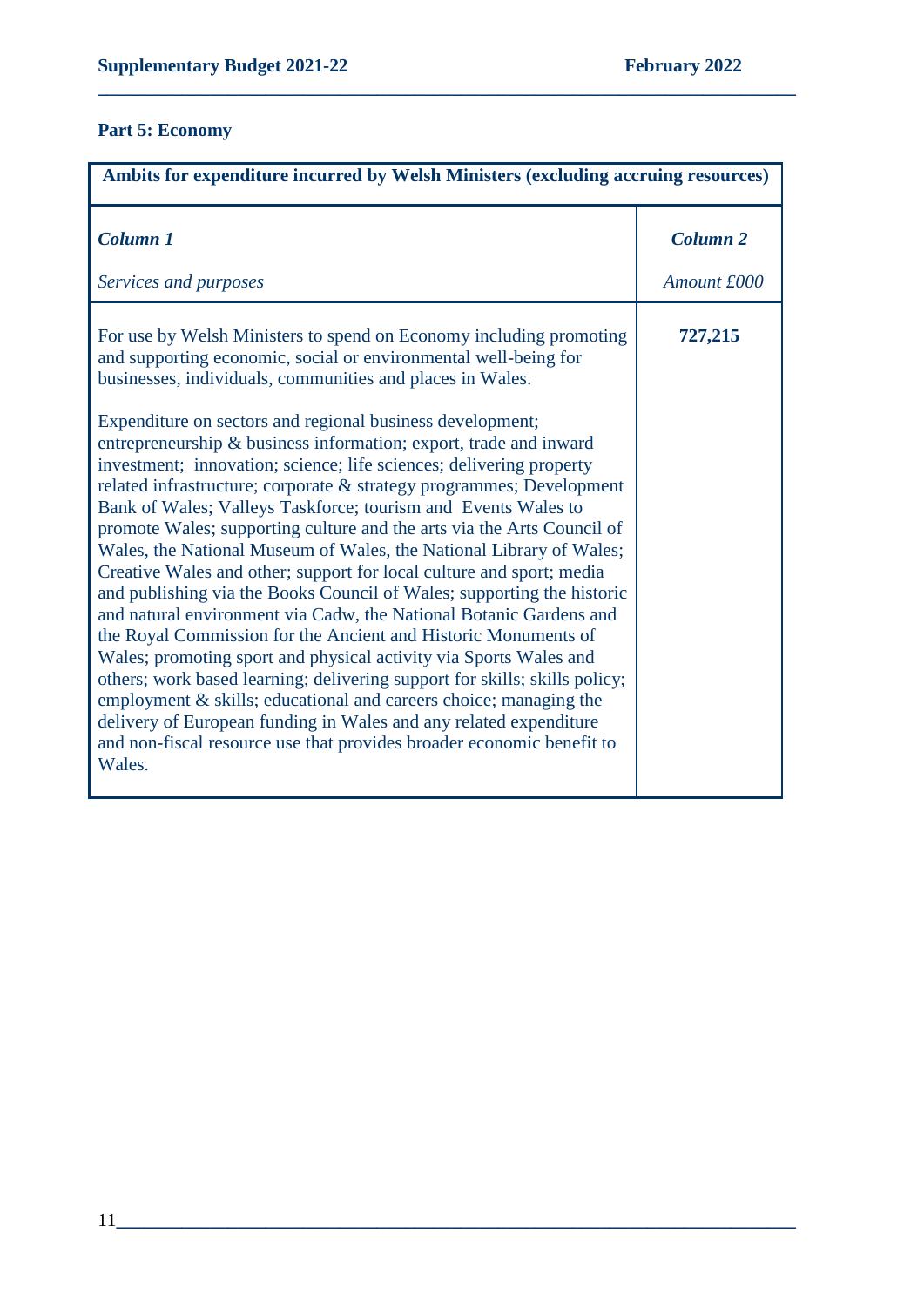## Part 5: Economy

| **Ambits for expenditure incurred by Welsh Ministers (excluding accruing resources)** | |
|---|---|
| ***Column 1*** <br> *Services and purposes* | ***Column 2*** <br> *Amount £000* |
| For use by Welsh Ministers to spend on Economy including promoting and supporting economic, social or environmental well-being for businesses, individuals, communities and places in Wales. <br><br> Expenditure on sectors and regional business development; entrepreneurship & business information; export, trade and inward investment; innovation; science; life sciences; delivering property related infrastructure; corporate & strategy programmes; Development Bank of Wales; Valleys Taskforce; tourism and Events Wales to promote Wales; supporting culture and the arts via the Arts Council of Wales, the National Museum of Wales, the National Library of Wales; Creative Wales and other; support for local culture and sport; media and publishing via the Books Council of Wales; supporting the historic and natural environment via Cadw, the National Botanic Gardens and the Royal Commission for the Ancient and Historic Monuments of Wales; promoting sport and physical activity via Sports Wales and others; work based learning; delivering support for skills; skills policy; employment & skills; educational and careers choice; managing the delivery of European funding in Wales and any related expenditure and non-fiscal resource use that provides broader economic benefit to Wales. | **727,215** |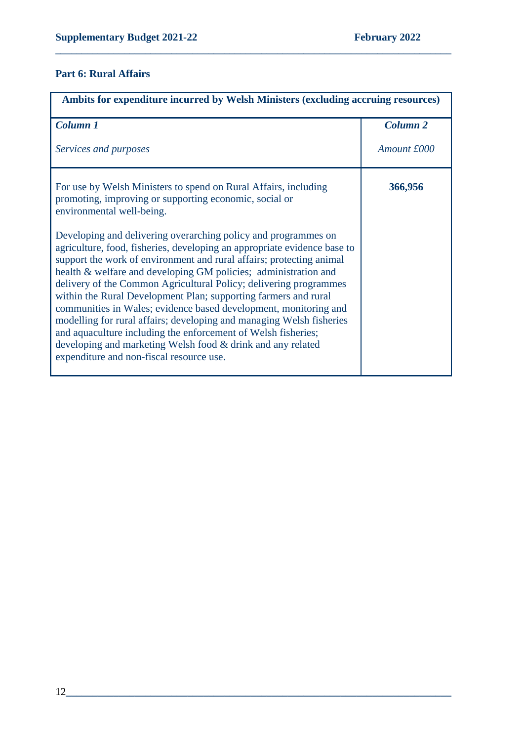## Part 6: Rural Affairs

| Ambits for expenditure incurred by Welsh Ministers (excluding accruing resources) | |
|---|---|
| ***Column 1*** | ***Column 2*** |
| *Services and purposes* | *Amount £000* |
| For use by Welsh Ministers to spend on Rural Affairs, including promoting, improving or supporting economic, social or environmental well-being.<br><br>Developing and delivering overarching policy and programmes on agriculture, food, fisheries, developing an appropriate evidence base to support the work of environment and rural affairs; protecting animal health & welfare and developing GM policies; administration and delivery of the Common Agricultural Policy; delivering programmes within the Rural Development Plan; supporting farmers and rural communities in Wales; evidence based development, monitoring and modelling for rural affairs; developing and managing Welsh fisheries and aquaculture including the enforcement of Welsh fisheries; developing and marketing Welsh food & drink and any related expenditure and non-fiscal resource use. | **366,956** |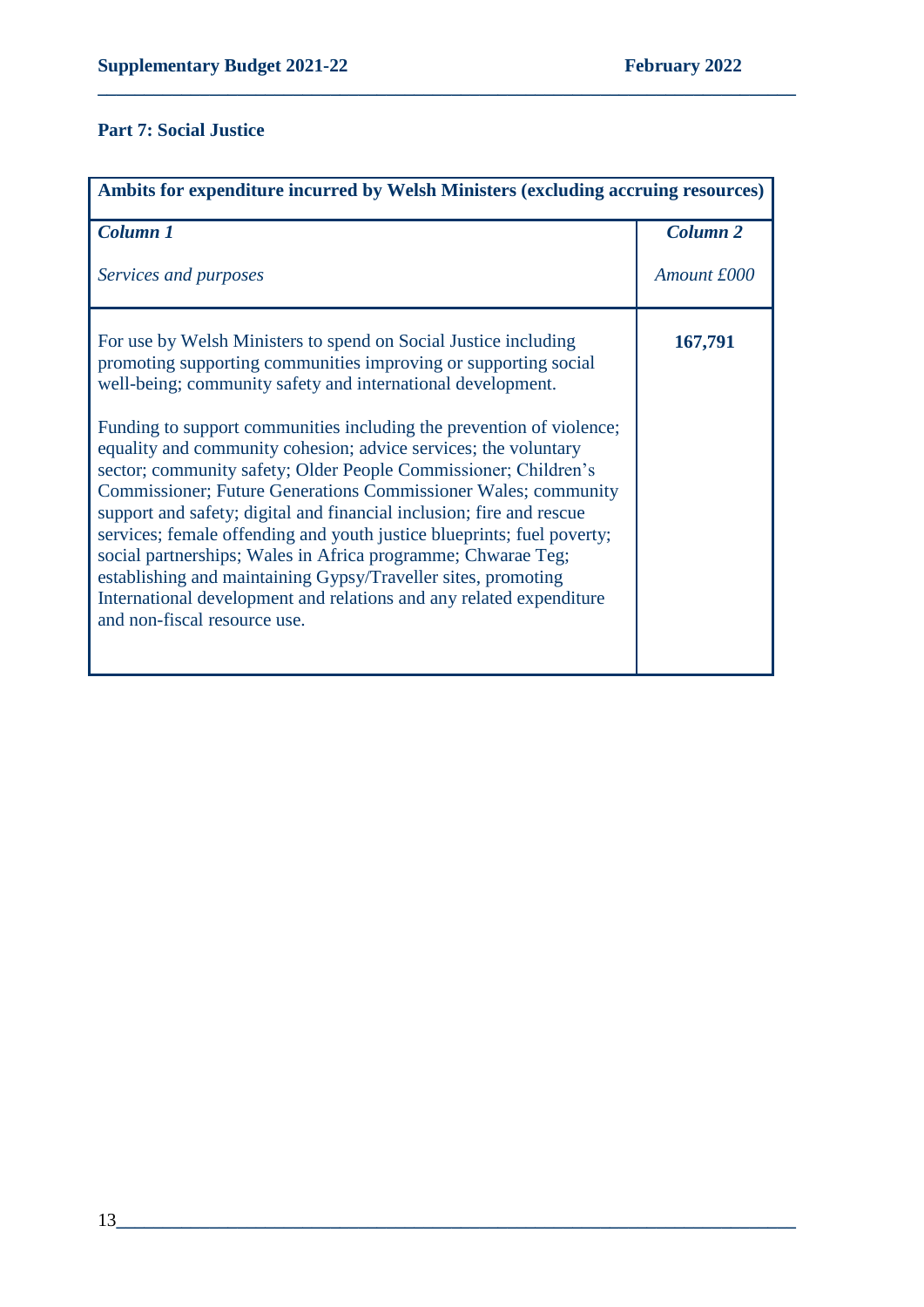## Part 7: Social Justice

| Ambits for expenditure incurred by Welsh Ministers (excluding accruing resources) | |
|---|---|
| ***Column 1*** | ***Column 2*** |
| *Services and purposes* | *Amount £000* |
| For use by Welsh Ministers to spend on Social Justice including promoting supporting communities improving or supporting social well-being; community safety and international development.<br><br>Funding to support communities including the prevention of violence; equality and community cohesion; advice services; the voluntary sector; community safety; Older People Commissioner; Children's Commissioner; Future Generations Commissioner Wales; community support and safety; digital and financial inclusion; fire and rescue services; female offending and youth justice blueprints; fuel poverty; social partnerships; Wales in Africa programme; Chwarae Teg; establishing and maintaining Gypsy/Traveller sites, promoting International development and relations and any related expenditure and non-fiscal resource use. | **167,791** |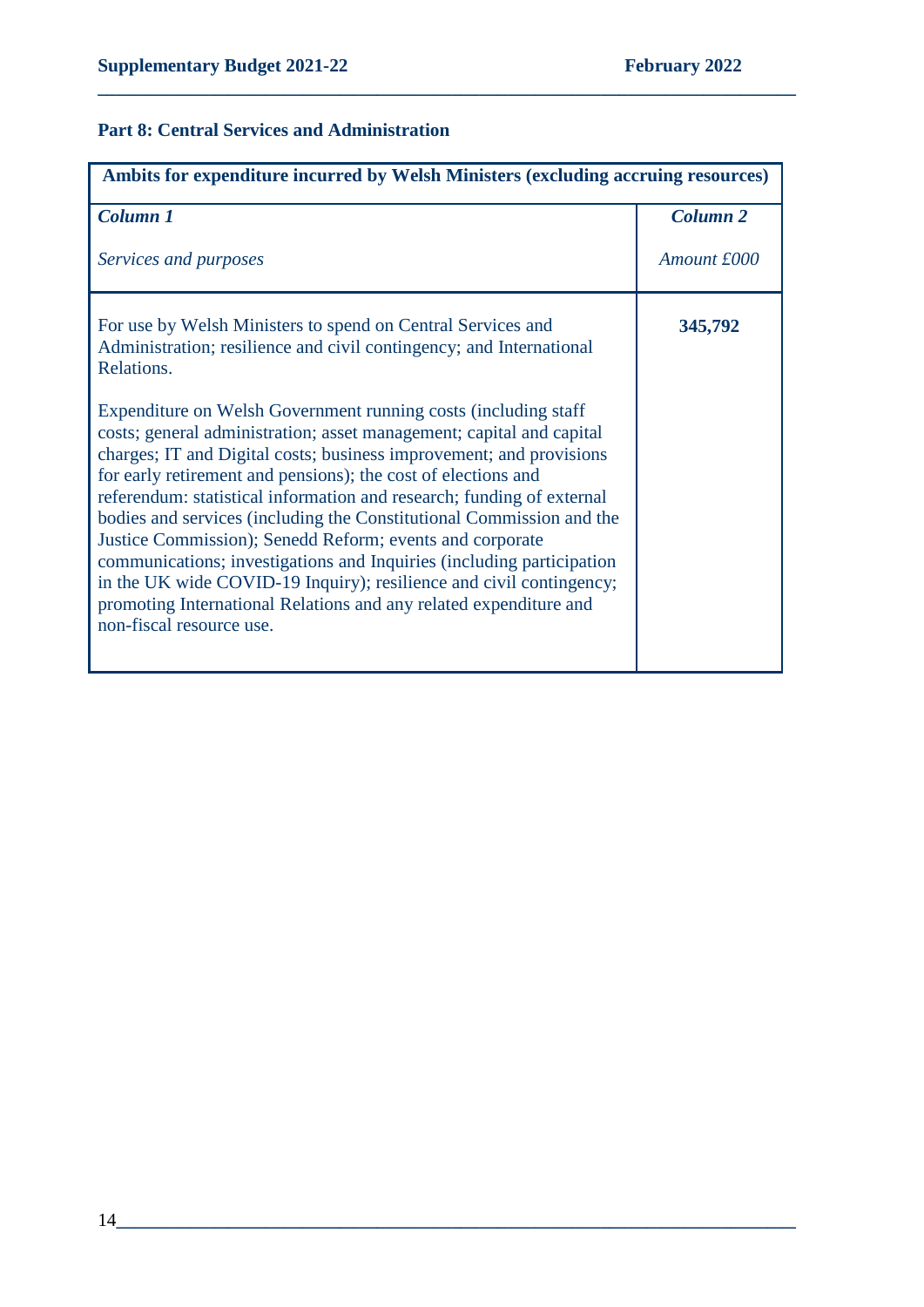## Part 8: Central Services and Administration

| Ambits for expenditure incurred by Welsh Ministers (excluding accruing resources) | |
|---|---|
| ***Column 1*** | ***Column 2*** |
| *Services and purposes* | *Amount £000* |
| For use by Welsh Ministers to spend on Central Services and Administration; resilience and civil contingency; and International Relations.<br><br>Expenditure on Welsh Government running costs (including staff costs; general administration; asset management; capital and capital charges; IT and Digital costs; business improvement; and provisions for early retirement and pensions); the cost of elections and referendum: statistical information and research; funding of external bodies and services (including the Constitutional Commission and the Justice Commission); Senedd Reform; events and corporate communications; investigations and Inquiries (including participation in the UK wide COVID-19 Inquiry); resilience and civil contingency; promoting International Relations and any related expenditure and non-fiscal resource use. | **345,792** |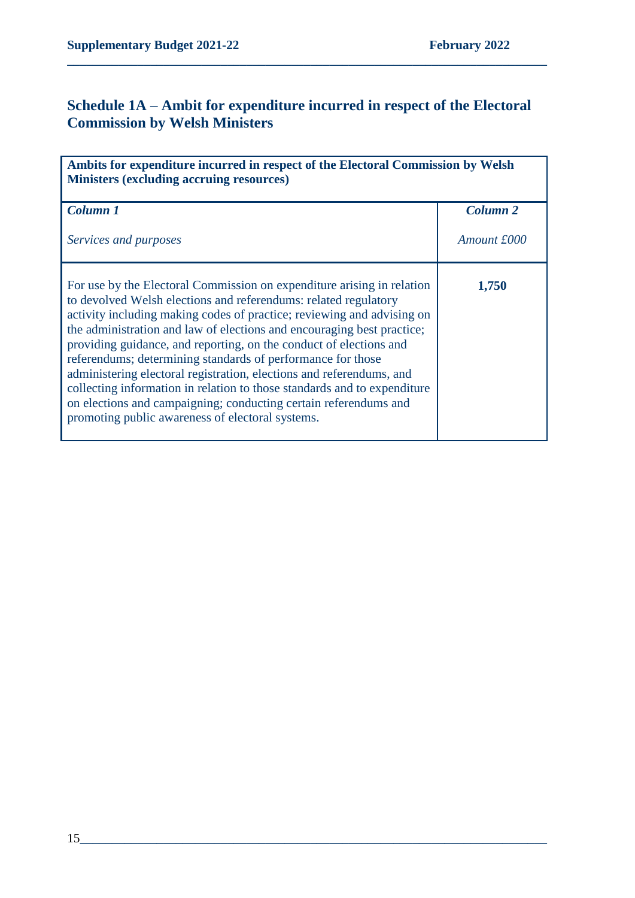## Schedule 1A – Ambit for expenditure incurred in respect of the Electoral Commission by Welsh Ministers

| **Ambits for expenditure incurred in respect of the Electoral Commission by Welsh Ministers (excluding accruing resources)** | |
|---|---|
| ***Column 1***<br><br>*Services and purposes* | ***Column 2***<br><br>*Amount £000* |
| For use by the Electoral Commission on expenditure arising in relation to devolved Welsh elections and referendums: related regulatory activity including making codes of practice; reviewing and advising on the administration and law of elections and encouraging best practice; providing guidance, and reporting, on the conduct of elections and referendums; determining standards of performance for those administering electoral registration, elections and referendums, and collecting information in relation to those standards and to expenditure on elections and campaigning; conducting certain referendums and promoting public awareness of electoral systems. | **1,750** |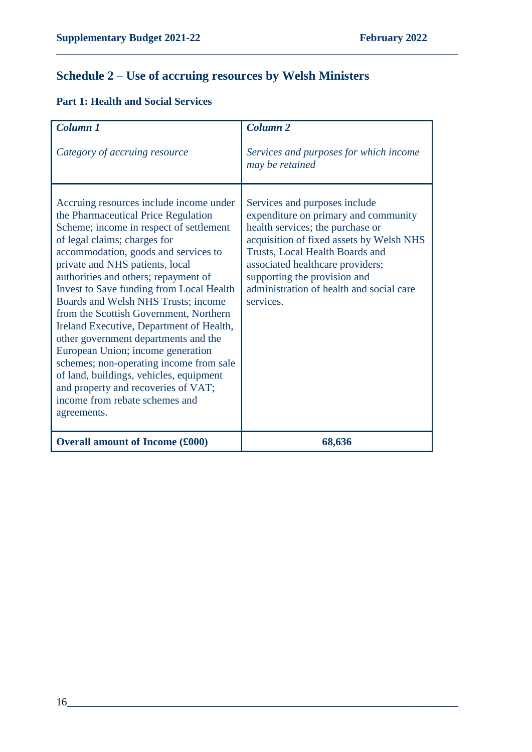## Schedule 2 – Use of accruing resources by Welsh Ministers

### Part 1: Health and Social Services

| ***Column 1***<br><br>*Category of accruing resource* | ***Column 2***<br><br>*Services and purposes for which income may be retained* |
|---|---|
| Accruing resources include income under the Pharmaceutical Price Regulation Scheme; income in respect of settlement of legal claims; charges for accommodation, goods and services to private and NHS patients, local authorities and others; repayment of Invest to Save funding from Local Health Boards and Welsh NHS Trusts; income from the Scottish Government, Northern Ireland Executive, Department of Health, other government departments and the European Union; income generation schemes; non-operating income from sale of land, buildings, vehicles, equipment and property and recoveries of VAT; income from rebate schemes and agreements. | Services and purposes include expenditure on primary and community health services; the purchase or acquisition of fixed assets by Welsh NHS Trusts, Local Health Boards and associated healthcare providers; supporting the provision and administration of health and social care services. |
| **Overall amount of Income (£000)** | **68,636** |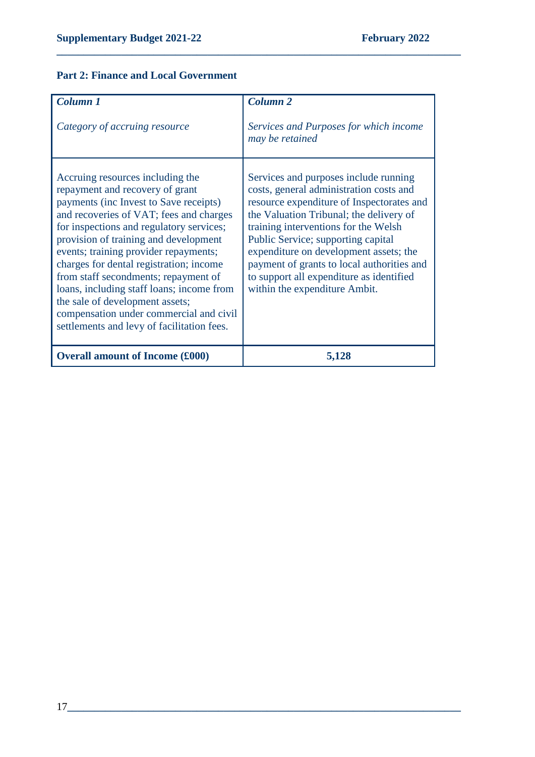## Part 2: Finance and Local Government

| *Column 1*<br><br>*Category of accruing resource* | *Column 2*<br><br>*Services and Purposes for which income may be retained* |
|---|---|
| Accruing resources including the repayment and recovery of grant payments (inc Invest to Save receipts) and recoveries of VAT; fees and charges for inspections and regulatory services; provision of training and development events; training provider repayments; charges for dental registration; income from staff secondments; repayment of loans, including staff loans; income from the sale of development assets; compensation under commercial and civil settlements and levy of facilitation fees. | Services and purposes include running costs, general administration costs and resource expenditure of Inspectorates and the Valuation Tribunal; the delivery of training interventions for the Welsh Public Service; supporting capital expenditure on development assets; the payment of grants to local authorities and to support all expenditure as identified within the expenditure Ambit. |
| **Overall amount of Income (£000)** | **5,128** |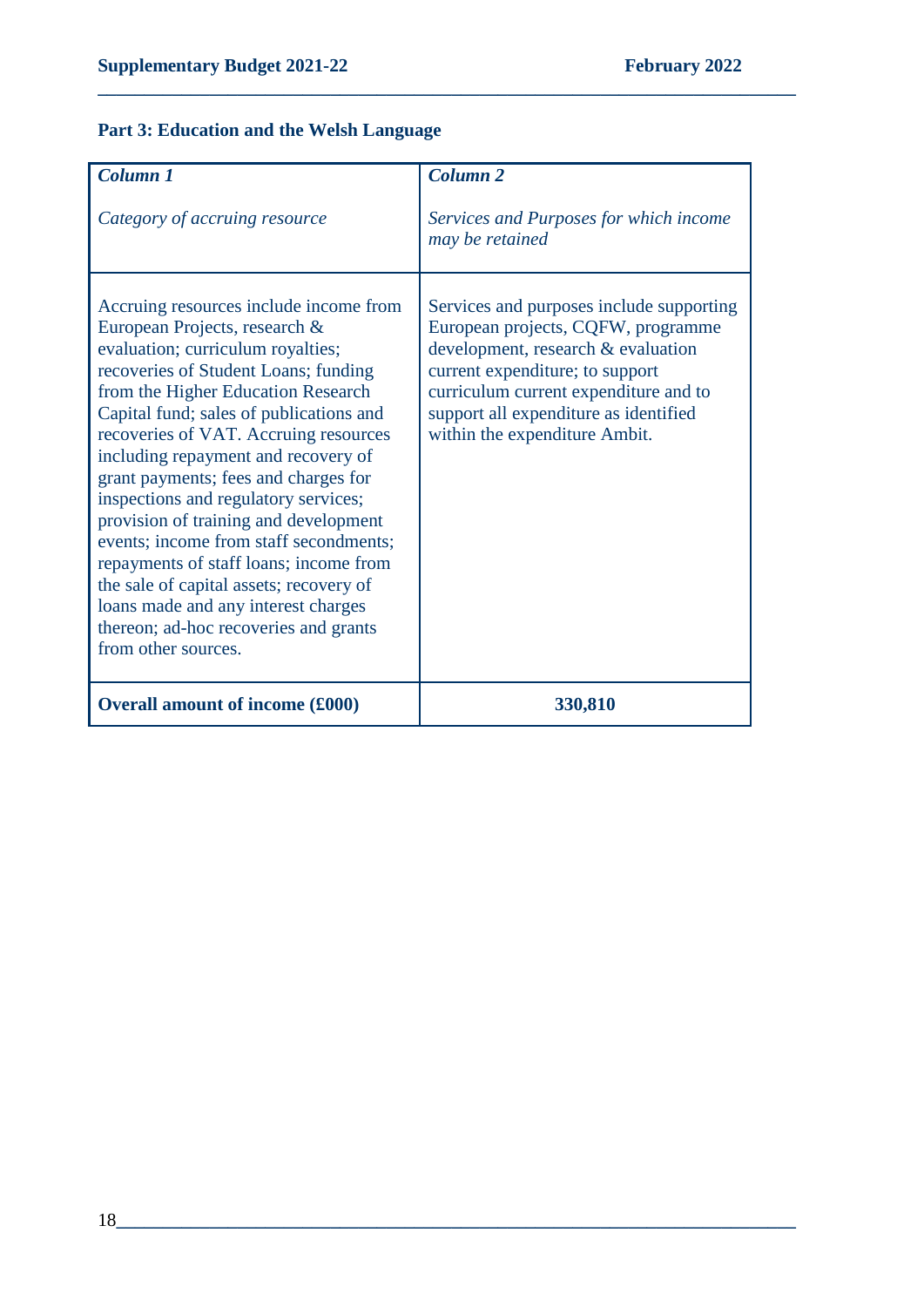## Part 3: Education and the Welsh Language

| *Column 1*<br><br>*Category of accruing resource* | *Column 2*<br><br>*Services and Purposes for which income may be retained* |
|---|---|
| Accruing resources include income from European Projects, research & evaluation; curriculum royalties; recoveries of Student Loans; funding from the Higher Education Research Capital fund; sales of publications and recoveries of VAT. Accruing resources including repayment and recovery of grant payments; fees and charges for inspections and regulatory services; provision of training and development events; income from staff secondments; repayments of staff loans; income from the sale of capital assets; recovery of loans made and any interest charges thereon; ad-hoc recoveries and grants from other sources. | Services and purposes include supporting European projects, CQFW, programme development, research & evaluation current expenditure; to support curriculum current expenditure and to support all expenditure as identified within the expenditure Ambit. |
| **Overall amount of income (£000)** | **330,810** |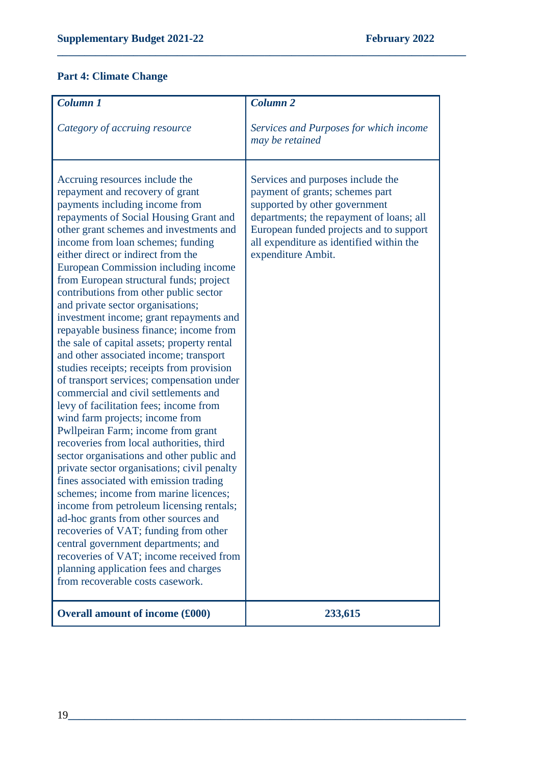## Part 4: Climate Change

| *Column 1*<br><br>*Category of accruing resource* | *Column 2*<br><br>*Services and Purposes for which income may be retained* |
|---|---|
| Accruing resources include the repayment and recovery of grant payments including income from repayments of Social Housing Grant and other grant schemes and investments and income from loan schemes; funding either direct or indirect from the European Commission including income from European structural funds; project contributions from other public sector and private sector organisations; investment income; grant repayments and repayable business finance; income from the sale of capital assets; property rental and other associated income; transport studies receipts; receipts from provision of transport services; compensation under commercial and civil settlements and levy of facilitation fees; income from wind farm projects; income from Pwllpeiran Farm; income from grant recoveries from local authorities, third sector organisations and other public and private sector organisations; civil penalty fines associated with emission trading schemes; income from marine licences; income from petroleum licensing rentals; ad-hoc grants from other sources and recoveries of VAT; funding from other central government departments; and recoveries of VAT; income received from planning application fees and charges from recoverable costs casework. | Services and purposes include the payment of grants; schemes part supported by other government departments; the repayment of loans; all European funded projects and to support all expenditure as identified within the expenditure Ambit. |
| **Overall amount of income (£000)** | **233,615** |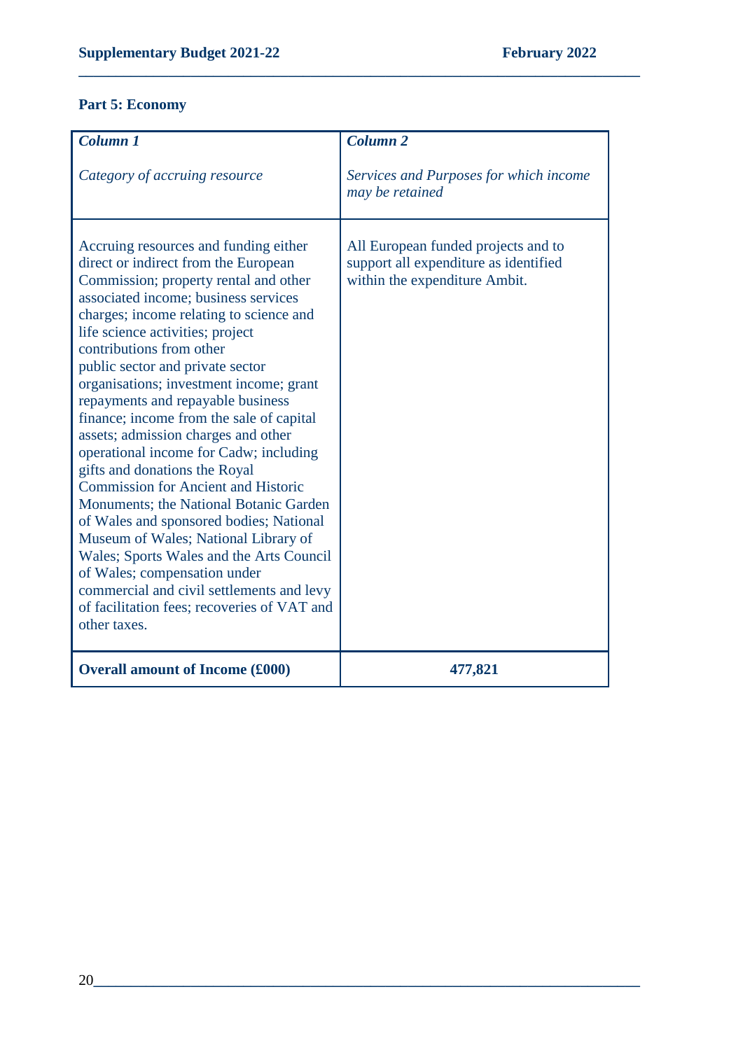## Part 5: Economy

| *Column 1*<br><br>*Category of accruing resource* | *Column 2*<br><br>*Services and Purposes for which income may be retained* |
|---|---|
| Accruing resources and funding either direct or indirect from the European Commission; property rental and other associated income; business services charges; income relating to science and life science activities; project contributions from other public sector and private sector organisations; investment income; grant repayments and repayable business finance; income from the sale of capital assets; admission charges and other operational income for Cadw; including gifts and donations the Royal Commission for Ancient and Historic Monuments; the National Botanic Garden of Wales and sponsored bodies; National Museum of Wales; National Library of Wales; Sports Wales and the Arts Council of Wales; compensation under commercial and civil settlements and levy of facilitation fees; recoveries of VAT and other taxes. | All European funded projects and to support all expenditure as identified within the expenditure Ambit. |
| **Overall amount of Income (£000)** | **477,821** |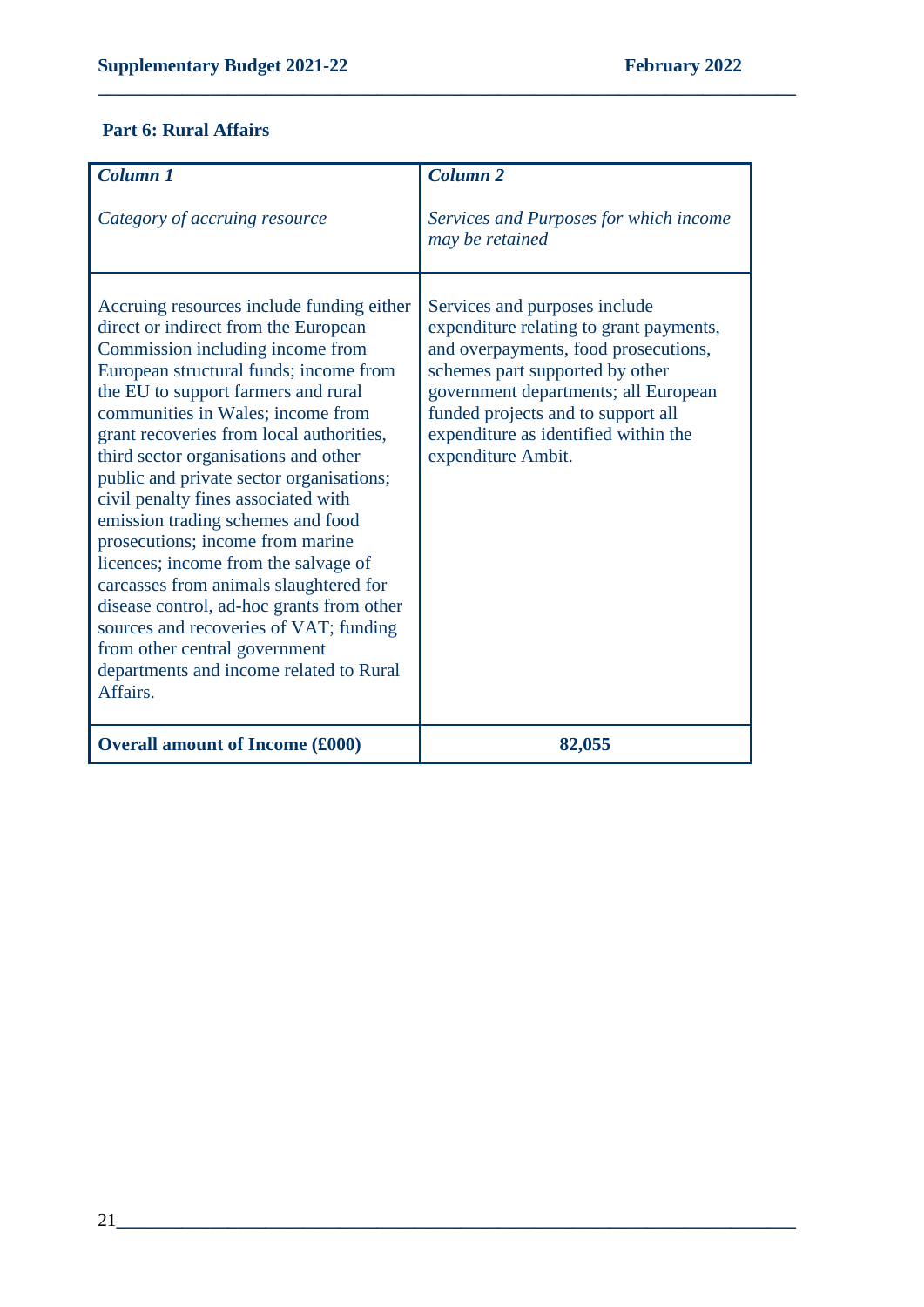## Part 6: Rural Affairs

| *Column 1*<br><br>*Category of accruing resource* | *Column 2*<br><br>*Services and Purposes for which income may be retained* |
|---|---|
| Accruing resources include funding either direct or indirect from the European Commission including income from European structural funds; income from the EU to support farmers and rural communities in Wales; income from grant recoveries from local authorities, third sector organisations and other public and private sector organisations; civil penalty fines associated with emission trading schemes and food prosecutions; income from marine licences; income from the salvage of carcasses from animals slaughtered for disease control, ad-hoc grants from other sources and recoveries of VAT; funding from other central government departments and income related to Rural Affairs. | Services and purposes include expenditure relating to grant payments, and overpayments, food prosecutions, schemes part supported by other government departments; all European funded projects and to support all expenditure as identified within the expenditure Ambit. |
| **Overall amount of Income (£000)** | **82,055** |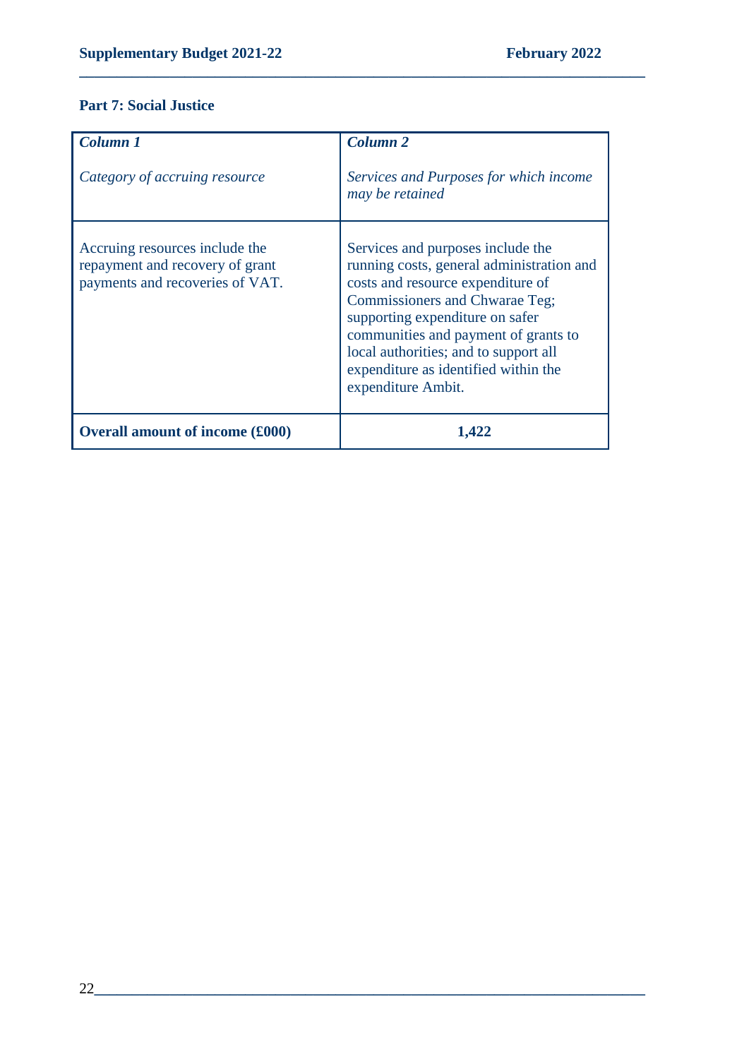**Part 7: Social Justice**

| *Column 1*<br><br>*Category of accruing resource* | *Column 2*<br><br>*Services and Purposes for which income may be retained* |
|---|---|
| Accruing resources include the repayment and recovery of grant payments and recoveries of VAT. | Services and purposes include the running costs, general administration and costs and resource expenditure of Commissioners and Chwarae Teg; supporting expenditure on safer communities and payment of grants to local authorities; and to support all expenditure as identified within the expenditure Ambit. |
| **Overall amount of income (£000)** | **1,422** |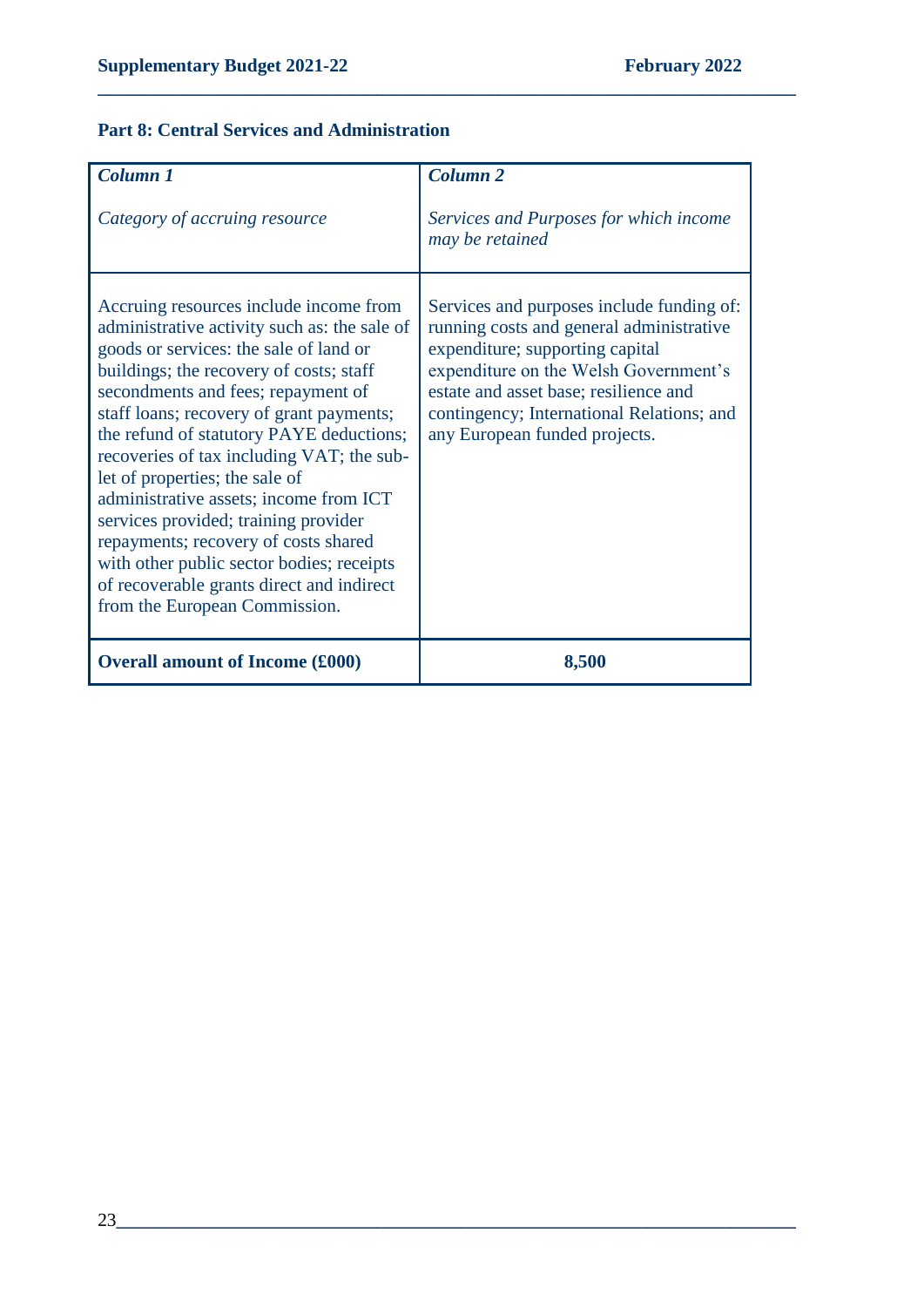### Part 8: Central Services and Administration

| *Column 1*<br><br>*Category of accruing resource* | *Column 2*<br><br>*Services and Purposes for which income may be retained* |
|---|---|
| Accruing resources include income from administrative activity such as: the sale of goods or services: the sale of land or buildings; the recovery of costs; staff secondments and fees; repayment of staff loans; recovery of grant payments; the refund of statutory PAYE deductions; recoveries of tax including VAT; the sub-let of properties; the sale of administrative assets; income from ICT services provided; training provider repayments; recovery of costs shared with other public sector bodies; receipts of recoverable grants direct and indirect from the European Commission. | Services and purposes include funding of: running costs and general administrative expenditure; supporting capital expenditure on the Welsh Government's estate and asset base; resilience and contingency; International Relations; and any European funded projects. |
| **Overall amount of Income (£000)** | **8,500** |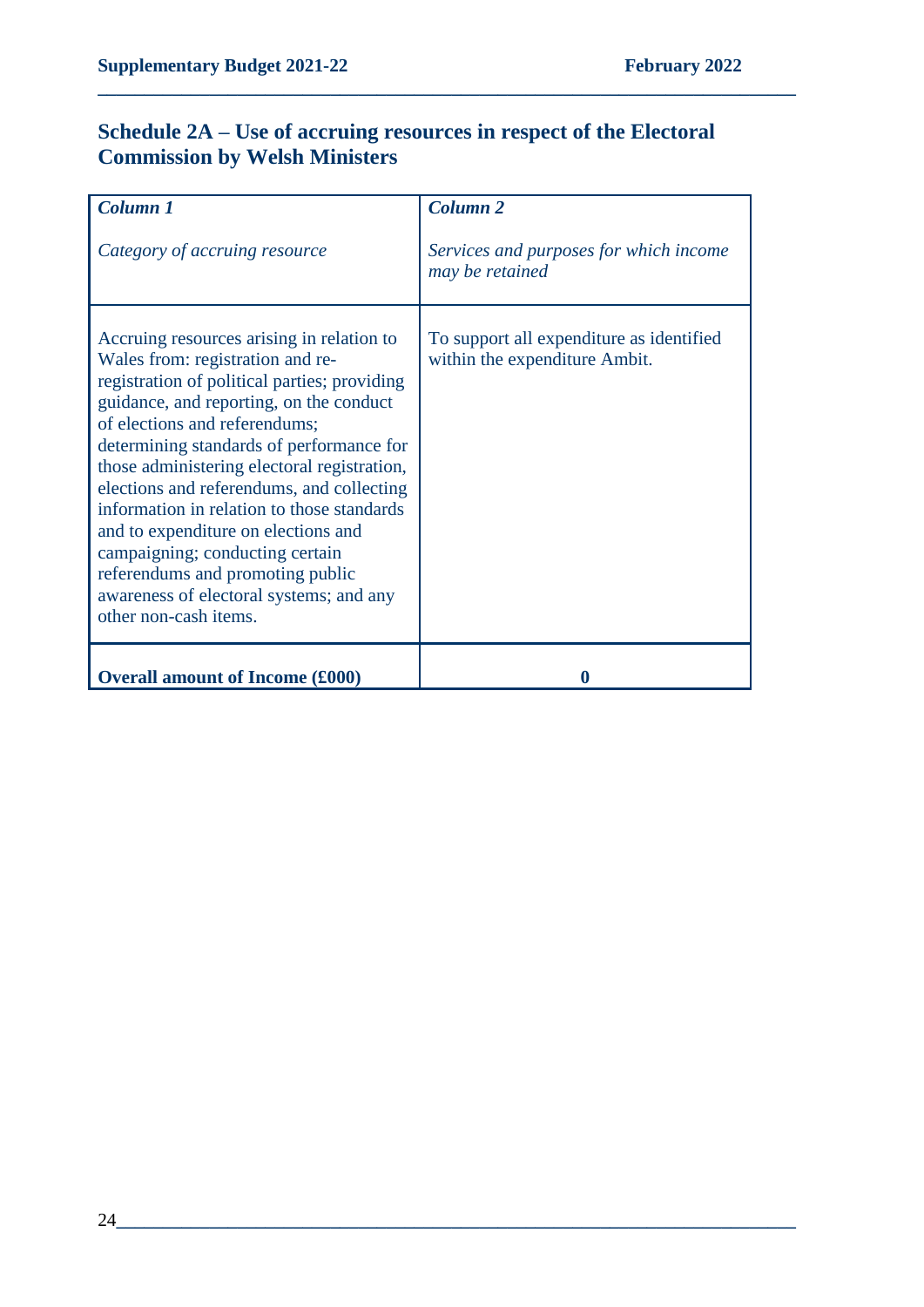## Schedule 2A – Use of accruing resources in respect of the Electoral Commission by Welsh Ministers

| ***Column 1*** <br><br> *Category of accruing resource* | ***Column 2*** <br><br> *Services and purposes for which income may be retained* |
|---|---|
| Accruing resources arising in relation to Wales from: registration and re-registration of political parties; providing guidance, and reporting, on the conduct of elections and referendums; determining standards of performance for those administering electoral registration, elections and referendums, and collecting information in relation to those standards and to expenditure on elections and campaigning; conducting certain referendums and promoting public awareness of electoral systems; and any other non-cash items. | To support all expenditure as identified within the expenditure Ambit. |
| **Overall amount of Income (£000)** | **0** |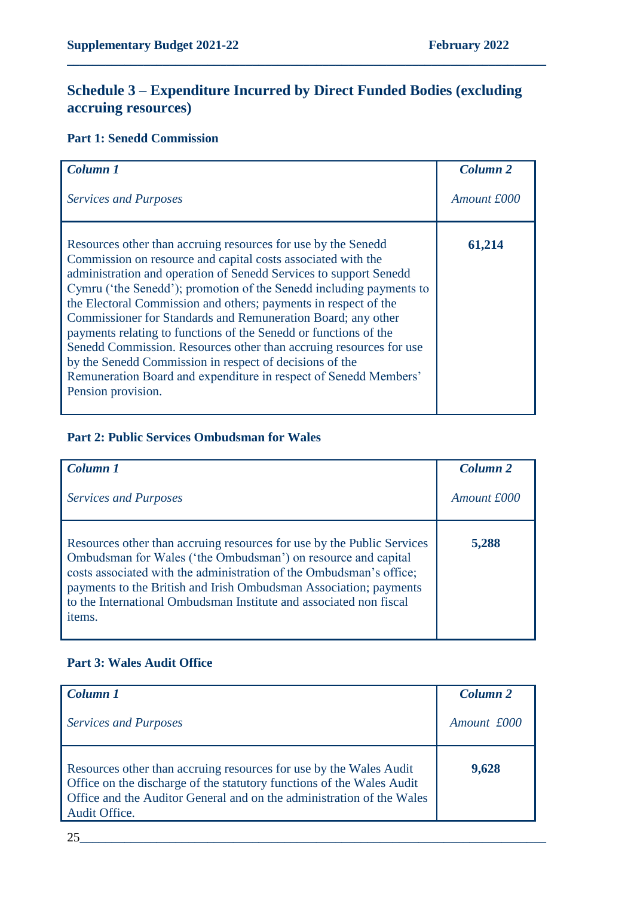## Schedule 3 – Expenditure Incurred by Direct Funded Bodies (excluding accruing resources)

### Part 1: Senedd Commission

| *Column 1*<br><br>*Services and Purposes* | *Column 2*<br><br>*Amount £000* |
|---|---|
| Resources other than accruing resources for use by the Senedd Commission on resource and capital costs associated with the administration and operation of Senedd Services to support Senedd Cymru ('the Senedd'); promotion of the Senedd including payments to the Electoral Commission and others; payments in respect of the Commissioner for Standards and Remuneration Board; any other payments relating to functions of the Senedd or functions of the Senedd Commission. Resources other than accruing resources for use by the Senedd Commission in respect of decisions of the Remuneration Board and expenditure in respect of Senedd Members' Pension provision. | **61,214** |

### Part 2: Public Services Ombudsman for Wales

| *Column 1*<br><br>*Services and Purposes* | *Column 2*<br><br>*Amount £000* |
|---|---|
| Resources other than accruing resources for use by the Public Services Ombudsman for Wales ('the Ombudsman') on resource and capital costs associated with the administration of the Ombudsman's office; payments to the British and Irish Ombudsman Association; payments to the International Ombudsman Institute and associated non fiscal items. | **5,288** |

### Part 3: Wales Audit Office

| *Column 1*<br><br>*Services and Purposes* | *Column 2*<br><br>*Amount £000* |
|---|---|
| Resources other than accruing resources for use by the Wales Audit Office on the discharge of the statutory functions of the Wales Audit Office and the Auditor General and on the administration of the Wales Audit Office. | **9,628** |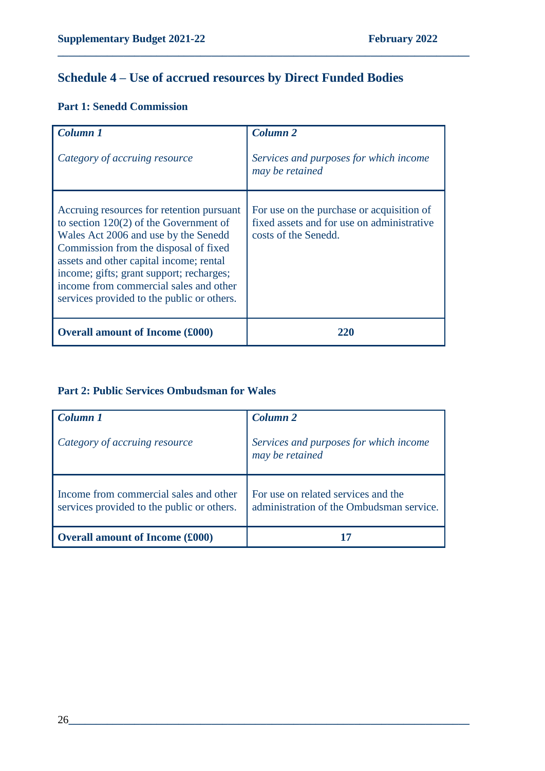## Schedule 4 – Use of accrued resources by Direct Funded Bodies

### Part 1: Senedd Commission

| ***Column 1***<br><br>*Category of accruing resource* | ***Column 2***<br><br>*Services and purposes for which income may be retained* |
|---|---|
| Accruing resources for retention pursuant to section 120(2) of the Government of Wales Act 2006 and use by the Senedd Commission from the disposal of fixed assets and other capital income; rental income; gifts; grant support; recharges; income from commercial sales and other services provided to the public or others. | For use on the purchase or acquisition of fixed assets and for use on administrative costs of the Senedd. |
| **Overall amount of Income (£000)** | **220** |

### Part 2: Public Services Ombudsman for Wales

| ***Column 1***<br><br>*Category of accruing resource* | ***Column 2***<br><br>*Services and purposes for which income may be retained* |
|---|---|
| Income from commercial sales and other services provided to the public or others. | For use on related services and the administration of the Ombudsman service. |
| **Overall amount of Income (£000)** | **17** |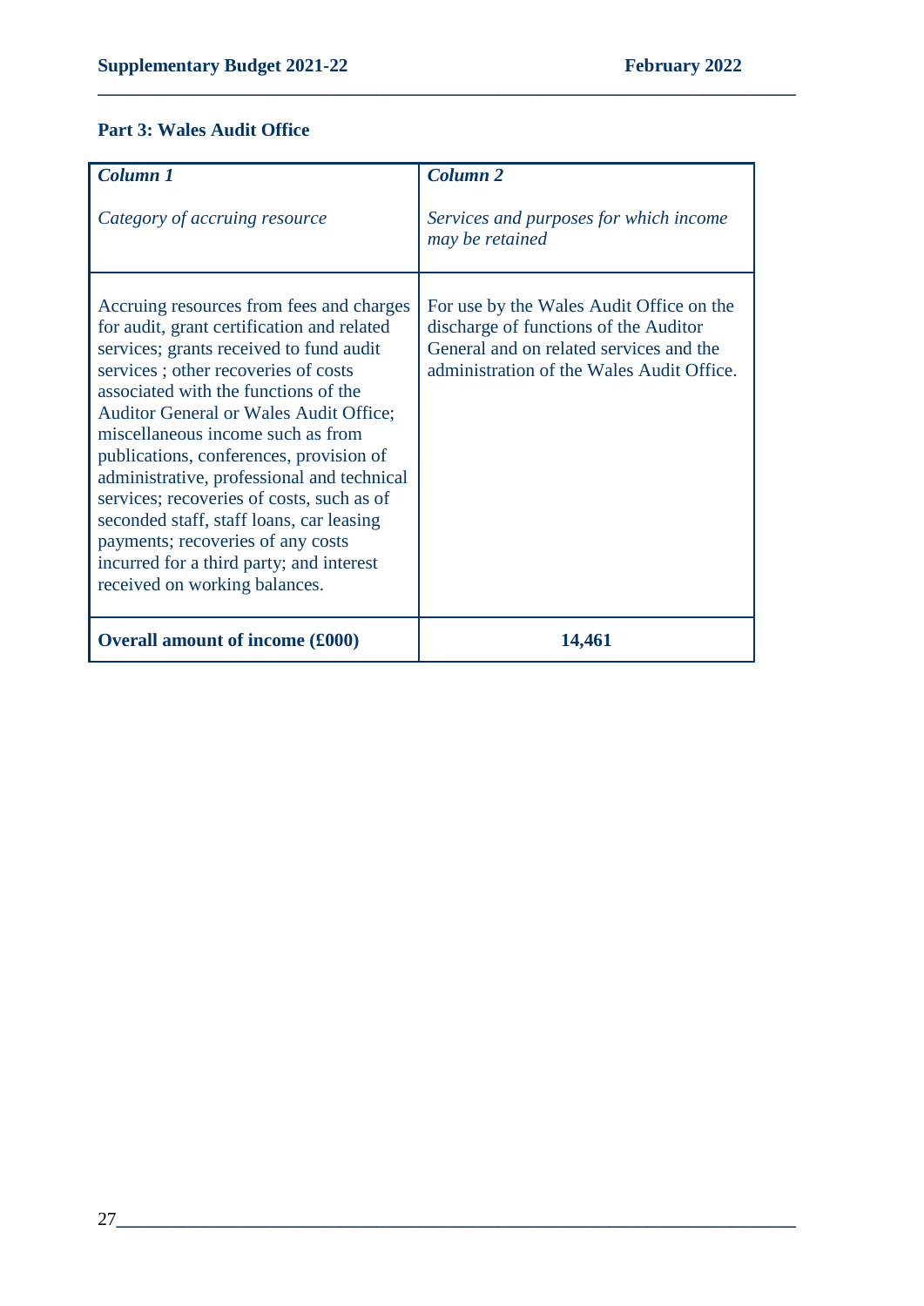## Part 3: Wales Audit Office

| *Column 1*<br><br>*Category of accruing resource* | *Column 2*<br><br>*Services and purposes for which income may be retained* |
|---|---|
| Accruing resources from fees and charges for audit, grant certification and related services; grants received to fund audit services ; other recoveries of costs associated with the functions of the Auditor General or Wales Audit Office; miscellaneous income such as from publications, conferences, provision of administrative, professional and technical services; recoveries of costs, such as of seconded staff, staff loans, car leasing payments; recoveries of any costs incurred for a third party; and interest received on working balances. | For use by the Wales Audit Office on the discharge of functions of the Auditor General and on related services and the administration of the Wales Audit Office. |
| **Overall amount of income (£000)** | **14,461** |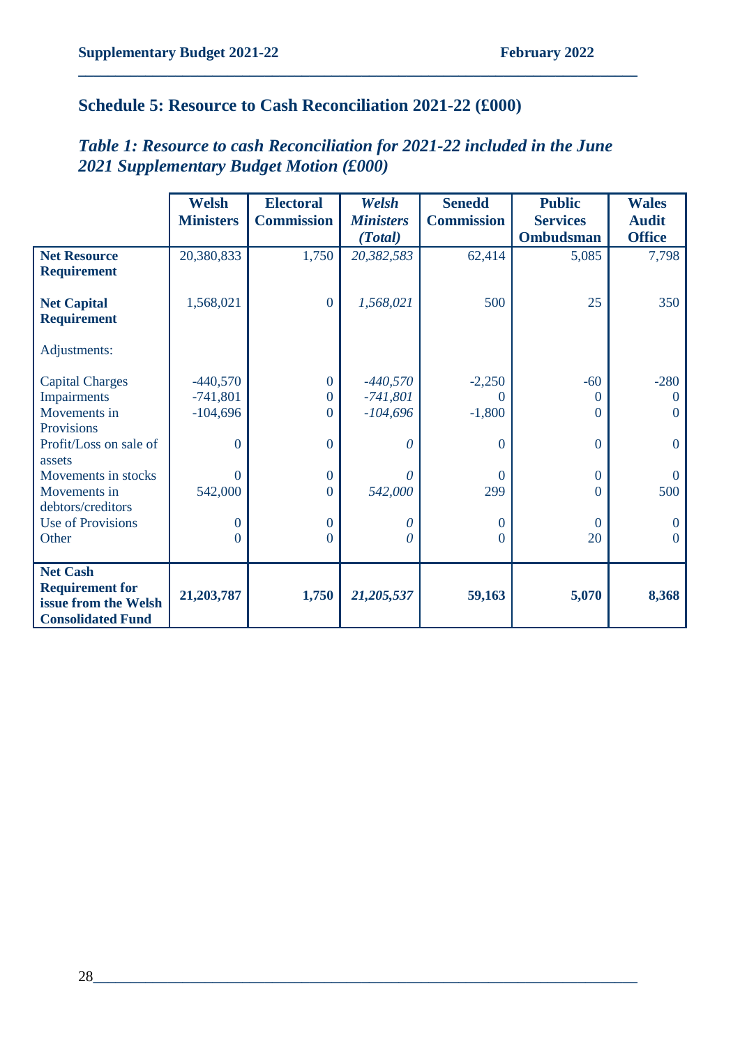## Schedule 5: Resource to Cash Reconciliation 2021-22 (£000)

### *Table 1: Resource to cash Reconciliation for 2021-22 included in the June 2021 Supplementary Budget Motion (£000)*

| | Welsh Ministers | Electoral Commission | *Welsh Ministers (Total)* | Senedd Commission | Public Services Ombudsman | Wales Audit Office |
|---|---|---|---|---|---|---|
| **Net Resource Requirement** | 20,380,833 | 1,750 | *20,382,583* | 62,414 | 5,085 | 7,798 |
| **Net Capital Requirement** | 1,568,021 | 0 | *1,568,021* | 500 | 25 | 350 |
| Adjustments: | | | | | | |
| Capital Charges | -440,570 | 0 | *-440,570* | -2,250 | -60 | -280 |
| Impairments | -741,801 | 0 | *-741,801* | 0 | 0 | 0 |
| Movements in Provisions | -104,696 | 0 | *-104,696* | -1,800 | 0 | 0 |
| Profit/Loss on sale of assets | 0 | 0 | *0* | 0 | 0 | 0 |
| Movements in stocks | 0 | 0 | *0* | 0 | 0 | 0 |
| Movements in debtors/creditors | 542,000 | 0 | *542,000* | 299 | 0 | 500 |
| Use of Provisions | 0 | 0 | *0* | 0 | 0 | 0 |
| Other | 0 | 0 | *0* | 0 | 20 | 0 |
| **Net Cash Requirement for issue from the Welsh Consolidated Fund** | **21,203,787** | **1,750** | ***21,205,537*** | **59,163** | **5,070** | **8,368** |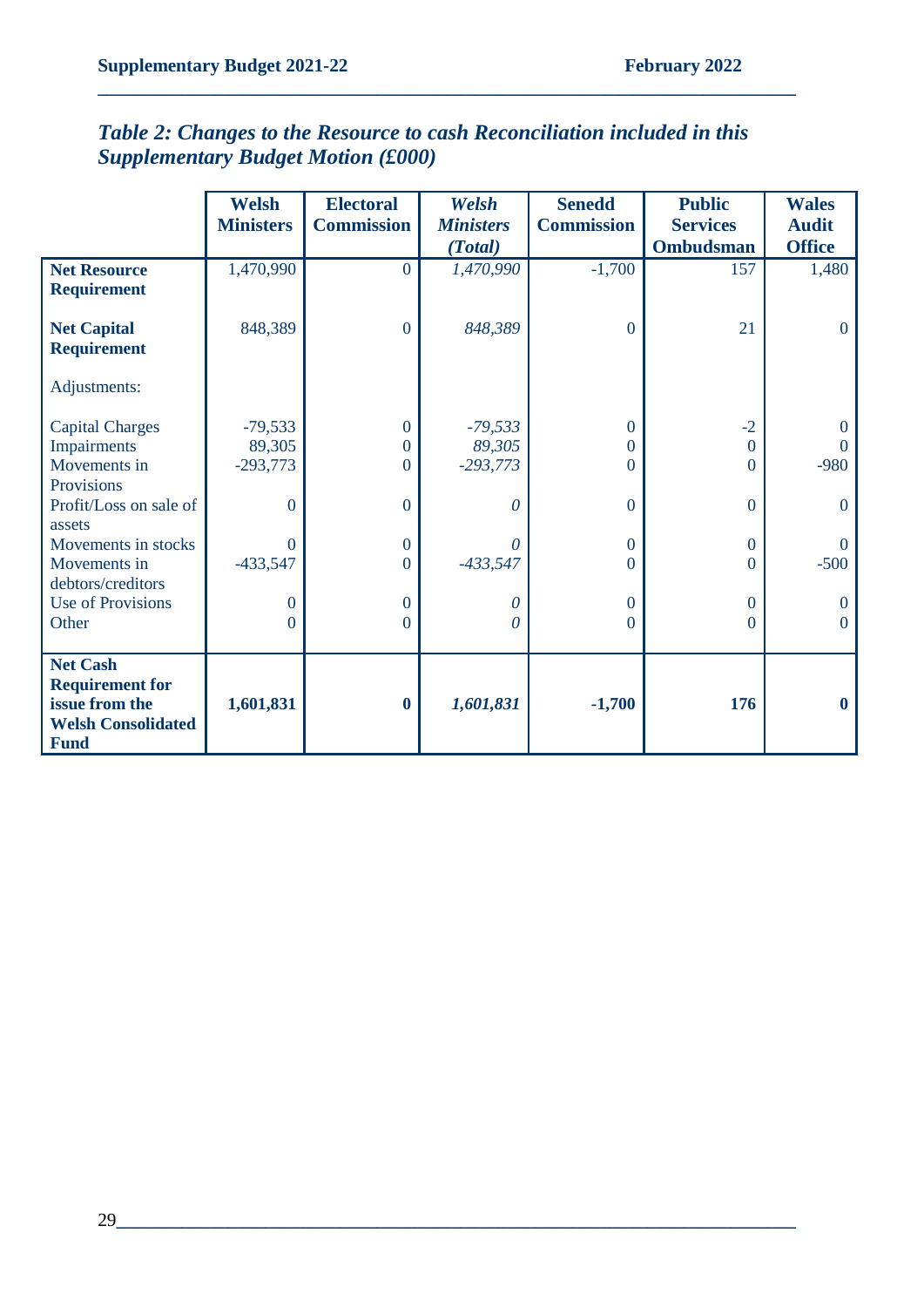### *Table 2: Changes to the Resource to cash Reconciliation included in this Supplementary Budget Motion (£000)*

| | Welsh Ministers | Electoral Commission | *Welsh Ministers (Total)* | Senedd Commission | Public Services Ombudsman | Wales Audit Office |
|---|---|---|---|---|---|---|
| **Net Resource Requirement** | 1,470,990 | 0 | *1,470,990* | -1,700 | 157 | 1,480 |
| **Net Capital Requirement** | 848,389 | 0 | *848,389* | 0 | 21 | 0 |
| Adjustments: | | | | | | |
| Capital Charges | -79,533 | 0 | *-79,533* | 0 | -2 | 0 |
| Impairments | 89,305 | 0 | *89,305* | 0 | 0 | 0 |
| Movements in Provisions | -293,773 | 0 | *-293,773* | 0 | 0 | -980 |
| Profit/Loss on sale of assets | 0 | 0 | *0* | 0 | 0 | 0 |
| Movements in stocks | 0 | 0 | *0* | 0 | 0 | 0 |
| Movements in debtors/creditors | -433,547 | 0 | *-433,547* | 0 | 0 | -500 |
| Use of Provisions | 0 | 0 | *0* | 0 | 0 | 0 |
| Other | 0 | 0 | *0* | 0 | 0 | 0 |
| **Net Cash Requirement for issue from the Welsh Consolidated Fund** | **1,601,831** | **0** | ***1,601,831*** | **-1,700** | **176** | **0** |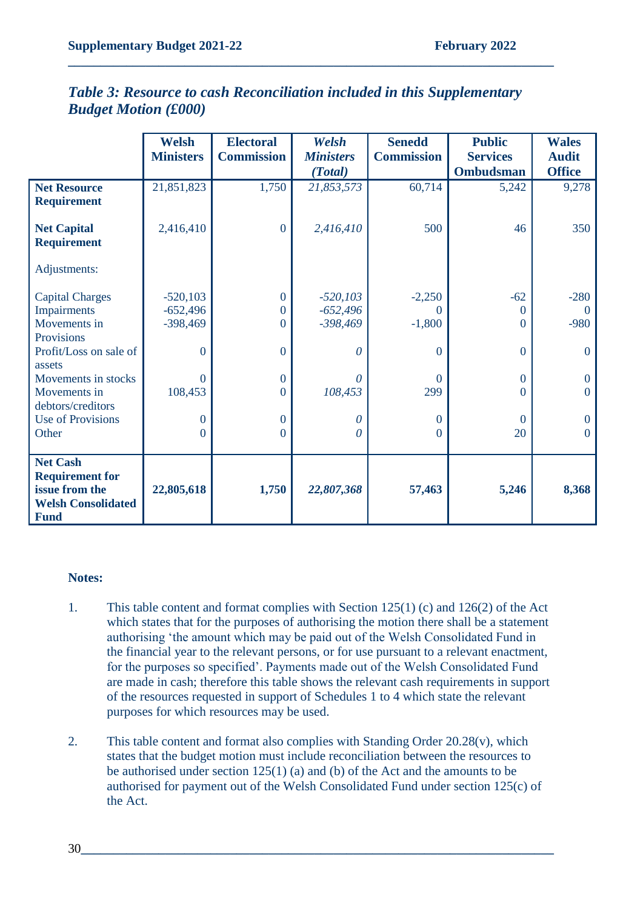### *Table 3: Resource to cash Reconciliation included in this Supplementary Budget Motion (£000)*

| | Welsh Ministers | Electoral Commission | *Welsh Ministers (Total)* | Senedd Commission | Public Services Ombudsman | Wales Audit Office |
|---|---|---|---|---|---|---|
| **Net Resource Requirement** | 21,851,823 | 1,750 | *21,853,573* | 60,714 | 5,242 | 9,278 |
| **Net Capital Requirement** | 2,416,410 | 0 | *2,416,410* | 500 | 46 | 350 |
| Adjustments: | | | | | | |
| Capital Charges | -520,103 | 0 | *-520,103* | -2,250 | -62 | -280 |
| Impairments | -652,496 | 0 | *-652,496* | 0 | 0 | 0 |
| Movements in Provisions | -398,469 | 0 | *-398,469* | -1,800 | 0 | -980 |
| Profit/Loss on sale of assets | 0 | 0 | *0* | 0 | 0 | 0 |
| Movements in stocks | 0 | 0 | *0* | 0 | 0 | 0 |
| Movements in debtors/creditors | 108,453 | 0 | *108,453* | 299 | 0 | 0 |
| Use of Provisions | 0 | 0 | *0* | 0 | 0 | 0 |
| Other | 0 | 0 | *0* | 0 | 20 | 0 |
| **Net Cash Requirement for issue from the Welsh Consolidated Fund** | **22,805,618** | **1,750** | ***22,807,368*** | **57,463** | **5,246** | **8,368** |

**Notes:**

1. This table content and format complies with Section 125(1) (c) and 126(2) of the Act which states that for the purposes of authorising the motion there shall be a statement authorising 'the amount which may be paid out of the Welsh Consolidated Fund in the financial year to the relevant persons, or for use pursuant to a relevant enactment, for the purposes so specified'. Payments made out of the Welsh Consolidated Fund are made in cash; therefore this table shows the relevant cash requirements in support of the resources requested in support of Schedules 1 to 4 which state the relevant purposes for which resources may be used.

2. This table content and format also complies with Standing Order 20.28(v), which states that the budget motion must include reconciliation between the resources to be authorised under section 125(1) (a) and (b) of the Act and the amounts to be authorised for payment out of the Welsh Consolidated Fund under section 125(c) of the Act.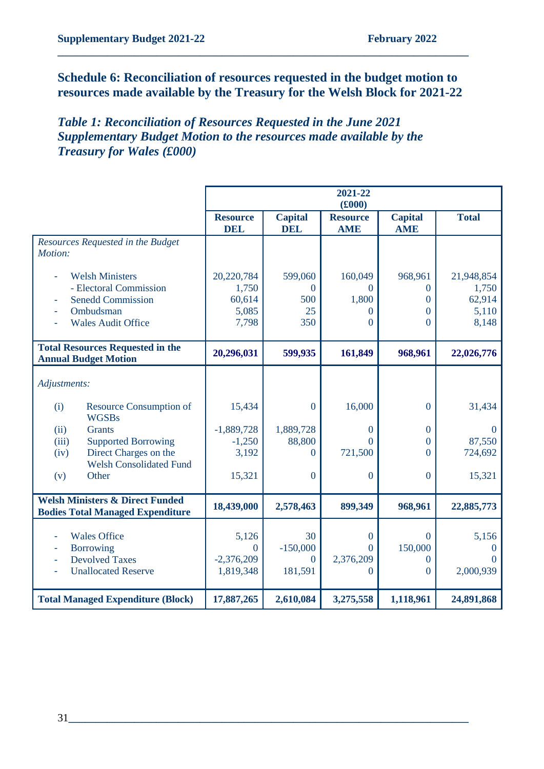## Schedule 6: Reconciliation of resources requested in the budget motion to resources made available by the Treasury for the Welsh Block for 2021-22

### *Table 1: Reconciliation of Resources Requested in the June 2021 Supplementary Budget Motion to the resources made available by the Treasury for Wales (£000)*

| | 2021-22 (£000) | | | | |
|---|---|---|---|---|---|
| | **Resource DEL** | **Capital DEL** | **Capital AME** | **Resource AME** | **Total** |
| *Resources Requested in the Budget Motion:* | | | | | |
| - Welsh Ministers | 20,220,784 | 599,060 | 160,049 | 968,961 | 21,948,854 |
| - Electoral Commission | 1,750 | 0 | 0 | 0 | 1,750 |
| - Senedd Commission | 60,614 | 500 | 1,800 | 0 | 62,914 |
| - Ombudsman | 5,085 | 25 | 0 | 0 | 5,110 |
| - Wales Audit Office | 7,798 | 350 | 0 | 0 | 8,148 |
| **Total Resources Requested in the Annual Budget Motion** | **20,296,031** | **599,935** | **161,849** | **968,961** | **22,026,776** |
| *Adjustments:* | | | | | |
| (i) Resource Consumption of WGSBs | 15,434 | 0 | 16,000 | 0 | 31,434 |
| (ii) Grants | -1,889,728 | 1,889,728 | 0 | 0 | 0 |
| (iii) Supported Borrowing | -1,250 | 88,800 | 0 | 0 | 87,550 |
| (iv) Direct Charges on the Welsh Consolidated Fund | 3,192 | 0 | 721,500 | 0 | 724,692 |
| (v) Other | 15,321 | 0 | 0 | 0 | 15,321 |
| **Welsh Ministers & Direct Funded Bodies Total Managed Expenditure** | **18,439,000** | **2,578,463** | **899,349** | **968,961** | **22,885,773** |
| - Wales Office | 5,126 | 30 | 0 | 0 | 5,156 |
| - Borrowing | 0 | -150,000 | 0 | 150,000 | 0 |
| - Devolved Taxes | -2,376,209 | 0 | 2,376,209 | 0 | 0 |
| - Unallocated Reserve | 1,819,348 | 181,591 | 0 | 0 | 2,000,939 |
| **Total Managed Expenditure (Block)** | **17,887,265** | **2,610,084** | **3,275,558** | **1,118,961** | **24,891,868** |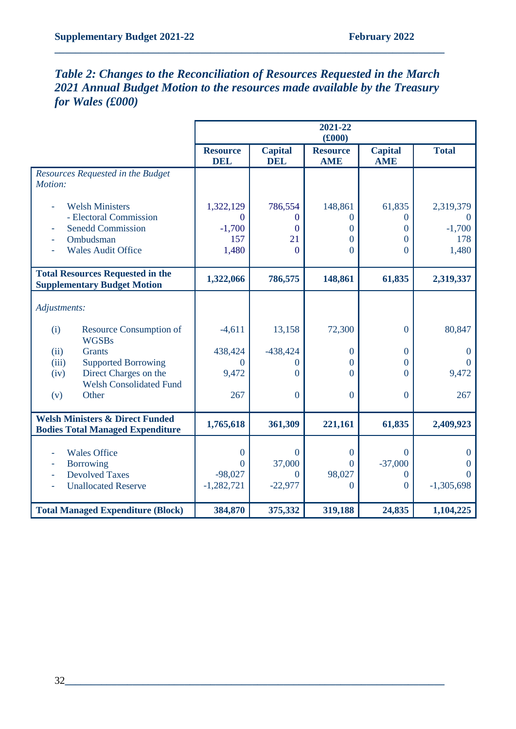### *Table 2: Changes to the Reconciliation of Resources Requested in the March 2021 Annual Budget Motion to the resources made available by the Treasury for Wales (£000)*

| | 2021-22 (£000) | | | | |
|---|---|---|---|---|---|
| | **Resource DEL** | **Capital DEL** | **Resource AME** | **Capital AME** | **Total** |
| *Resources Requested in the Budget Motion:* | | | | | |
| - Welsh Ministers | 1,322,129 | 786,554 | 148,861 | 61,835 | 2,319,379 |
| - Electoral Commission | 0 | 0 | 0 | 0 | 0 |
| - Senedd Commission | -1,700 | 0 | 0 | 0 | -1,700 |
| - Ombudsman | 157 | 21 | 0 | 0 | 178 |
| - Wales Audit Office | 1,480 | 0 | 0 | 0 | 1,480 |
| **Total Resources Requested in the Supplementary Budget Motion** | **1,322,066** | **786,575** | **148,861** | **61,835** | **2,319,337** |
| *Adjustments:* | | | | | |
| (i) Resource Consumption of WGSBs | -4,611 | 13,158 | 72,300 | 0 | 80,847 |
| (ii) Grants | 438,424 | -438,424 | 0 | 0 | 0 |
| (iii) Supported Borrowing | 0 | 0 | 0 | 0 | 0 |
| (iv) Direct Charges on the Welsh Consolidated Fund | 9,472 | 0 | 0 | 0 | 9,472 |
| (v) Other | 267 | 0 | 0 | 0 | 267 |
| **Welsh Ministers & Direct Funded Bodies Total Managed Expenditure** | **1,765,618** | **361,309** | **221,161** | **61,835** | **2,409,923** |
| - Wales Office | 0 | 0 | 0 | 0 | 0 |
| - Borrowing | 0 | 37,000 | 0 | -37,000 | 0 |
| - Devolved Taxes | -98,027 | 0 | 98,027 | 0 | 0 |
| - Unallocated Reserve | -1,282,721 | -22,977 | 0 | 0 | -1,305,698 |
| **Total Managed Expenditure (Block)** | **384,870** | **375,332** | **319,188** | **24,835** | **1,104,225** |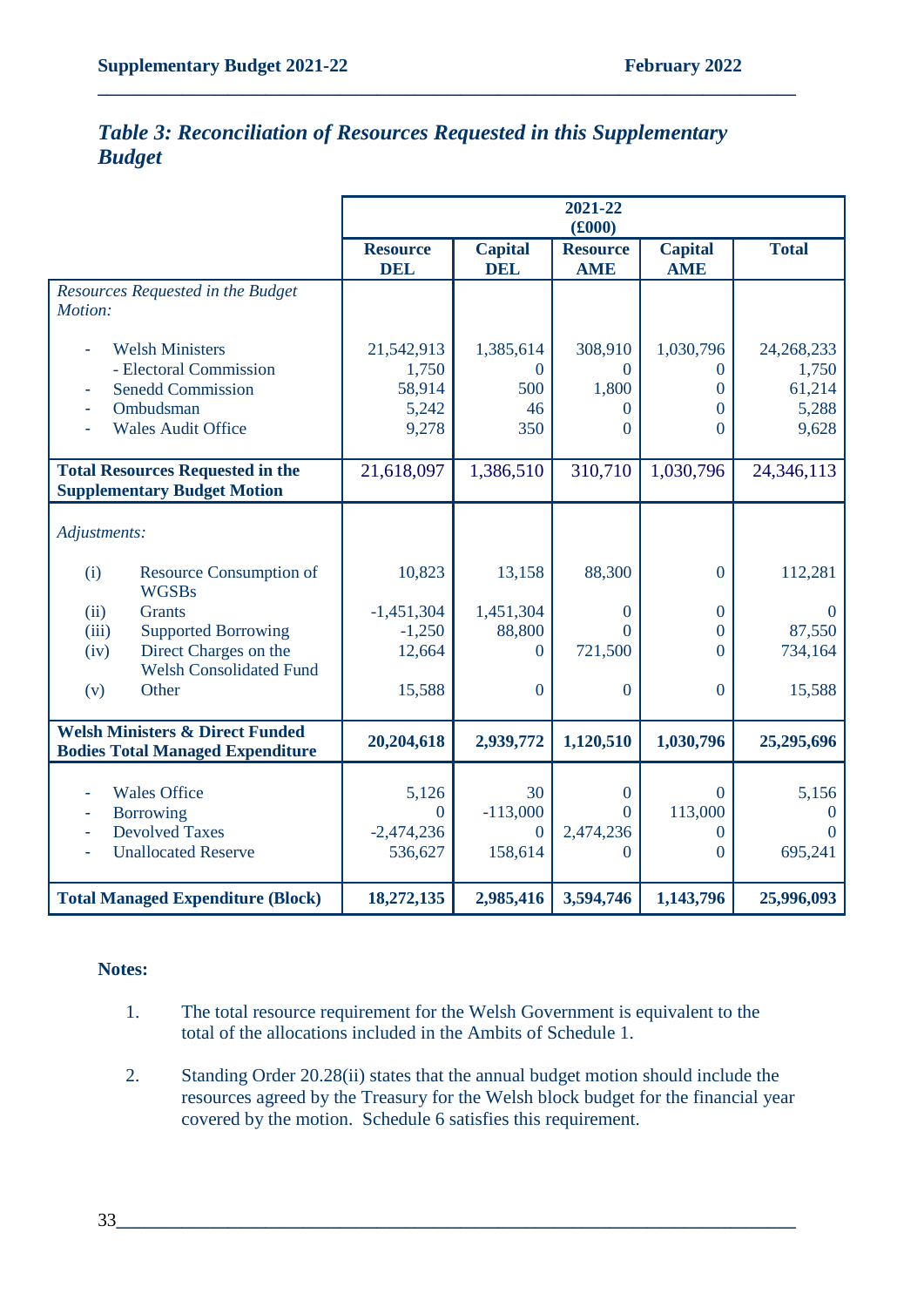## *Table 3: Reconciliation of Resources Requested in this Supplementary Budget*

| | 2021-22 (£000) | | | | |
|---|---|---|---|---|---|
| | **Resource DEL** | **Capital DEL** | **Resource AME** | **Capital AME** | **Total** |
| *Resources Requested in the Budget Motion:* | | | | | |
| - Welsh Ministers | 21,542,913 | 1,385,614 | 308,910 | 1,030,796 | 24,268,233 |
| - Electoral Commission | 1,750 | 0 | 0 | 0 | 1,750 |
| - Senedd Commission | 58,914 | 500 | 1,800 | 0 | 61,214 |
| - Ombudsman | 5,242 | 46 | 0 | 0 | 5,288 |
| - Wales Audit Office | 9,278 | 350 | 0 | 0 | 9,628 |
| **Total Resources Requested in the Supplementary Budget Motion** | 21,618,097 | 1,386,510 | 310,710 | 1,030,796 | 24,346,113 |
| *Adjustments:* | | | | | |
| (i) Resource Consumption of WGSBs | 10,823 | 13,158 | 88,300 | 0 | 112,281 |
| (ii) Grants | -1,451,304 | 1,451,304 | 0 | 0 | 0 |
| (iii) Supported Borrowing | -1,250 | 88,800 | 0 | 0 | 87,550 |
| (iv) Direct Charges on the Welsh Consolidated Fund | 12,664 | 0 | 721,500 | 0 | 734,164 |
| (v) Other | 15,588 | 0 | 0 | 0 | 15,588 |
| **Welsh Ministers & Direct Funded Bodies Total Managed Expenditure** | **20,204,618** | **2,939,772** | **1,120,510** | **1,030,796** | **25,295,696** |
| - Wales Office | 5,126 | 30 | 0 | 0 | 5,156 |
| - Borrowing | 0 | -113,000 | 0 | 113,000 | 0 |
| - Devolved Taxes | -2,474,236 | 0 | 2,474,236 | 0 | 0 |
| - Unallocated Reserve | 536,627 | 158,614 | 0 | 0 | 695,241 |
| **Total Managed Expenditure (Block)** | **18,272,135** | **2,985,416** | **3,594,746** | **1,143,796** | **25,996,093** |

**Notes:**

1. The total resource requirement for the Welsh Government is equivalent to the total of the allocations included in the Ambits of Schedule 1.

2. Standing Order 20.28(ii) states that the annual budget motion should include the resources agreed by the Treasury for the Welsh block budget for the financial year covered by the motion. Schedule 6 satisfies this requirement.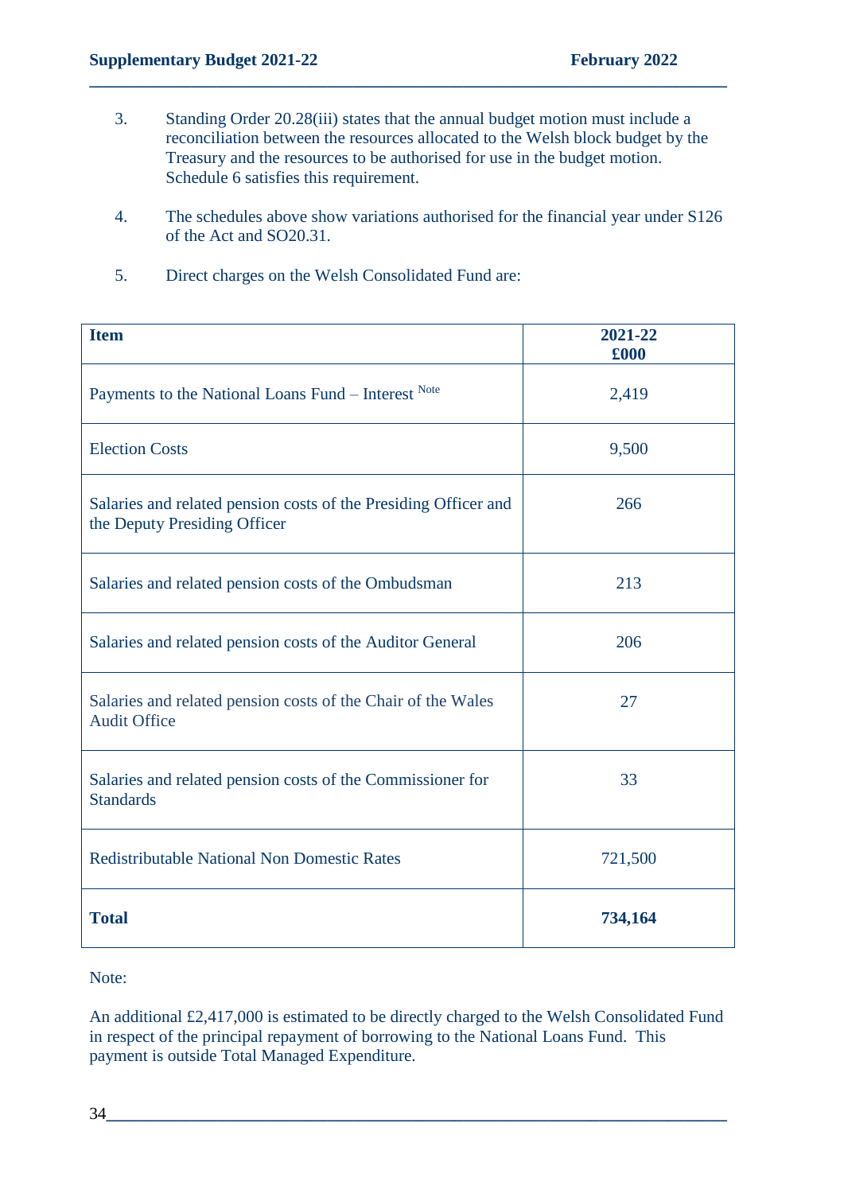3. Standing Order 20.28(iii) states that the annual budget motion must include a reconciliation between the resources allocated to the Welsh block budget by the Treasury and the resources to be authorised for use in the budget motion. Schedule 6 satisfies this requirement.

4. The schedules above show variations authorised for the financial year under S126 of the Act and SO20.31.

5. Direct charges on the Welsh Consolidated Fund are:

| **Item** | **2021-22 £000** |
|---|---|
| Payments to the National Loans Fund – Interest [Note] | 2,419 |
| Election Costs | 9,500 |
| Salaries and related pension costs of the Presiding Officer and the Deputy Presiding Officer | 266 |
| Salaries and related pension costs of the Ombudsman | 213 |
| Salaries and related pension costs of the Auditor General | 206 |
| Salaries and related pension costs of the Chair of the Wales Audit Office | 27 |
| Salaries and related pension costs of the Commissioner for Standards | 33 |
| Redistributable National Non Domestic Rates | 721,500 |
| **Total** | **734,164** |

Note:

An additional £2,417,000 is estimated to be directly charged to the Welsh Consolidated Fund in respect of the principal repayment of borrowing to the National Loans Fund. This payment is outside Total Managed Expenditure.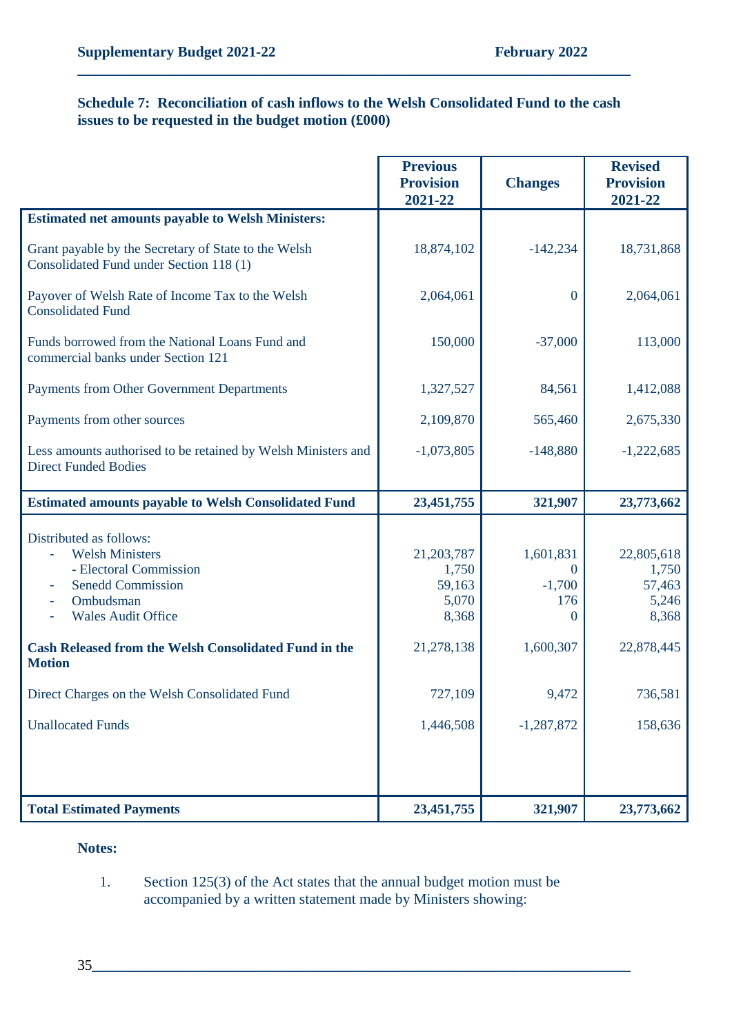**Schedule 7: Reconciliation of cash inflows to the Welsh Consolidated Fund to the cash issues to be requested in the budget motion (£000)**

| | Previous Provision 2021-22 | Changes | Revised Provision 2021-22 |
|---|---|---|---|
| **Estimated net amounts payable to Welsh Ministers:** | | | |
| Grant payable by the Secretary of State to the Welsh Consolidated Fund under Section 118 (1) | 18,874,102 | -142,234 | 18,731,868 |
| Payover of Welsh Rate of Income Tax to the Welsh Consolidated Fund | 2,064,061 | 0 | 2,064,061 |
| Funds borrowed from the National Loans Fund and commercial banks under Section 121 | 150,000 | -37,000 | 113,000 |
| Payments from Other Government Departments | 1,327,527 | 84,561 | 1,412,088 |
| Payments from other sources | 2,109,870 | 565,460 | 2,675,330 |
| Less amounts authorised to be retained by Welsh Ministers and Direct Funded Bodies | -1,073,805 | -148,880 | -1,222,685 |
| **Estimated amounts payable to Welsh Consolidated Fund** | **23,451,755** | **321,907** | **23,773,662** |
| Distributed as follows: | | | |
| - Welsh Ministers | 21,203,787 | 1,601,831 | 22,805,618 |
| - Electoral Commission | 1,750 | 0 | 1,750 |
| - Senedd Commission | 59,163 | -1,700 | 57,463 |
| - Ombudsman | 5,070 | 176 | 5,246 |
| - Wales Audit Office | 8,368 | 0 | 8,368 |
| **Cash Released from the Welsh Consolidated Fund in the Motion** | 21,278,138 | 1,600,307 | 22,878,445 |
| Direct Charges on the Welsh Consolidated Fund | 727,109 | 9,472 | 736,581 |
| Unallocated Funds | 1,446,508 | -1,287,872 | 158,636 |
| **Total Estimated Payments** | **23,451,755** | **321,907** | **23,773,662** |

**Notes:**

1. Section 125(3) of the Act states that the annual budget motion must be accompanied by a written statement made by Ministers showing: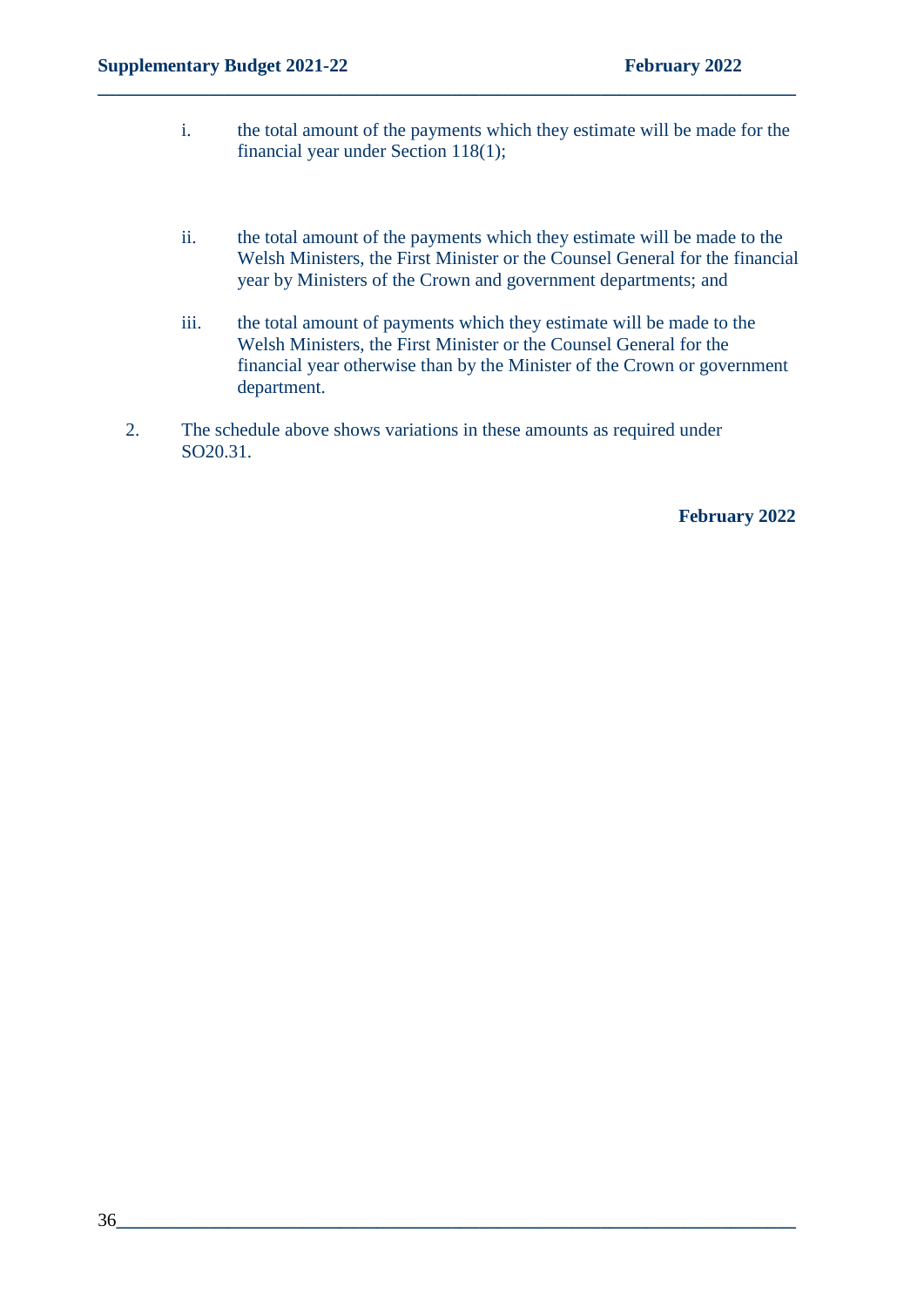i. the total amount of the payments which they estimate will be made for the financial year under Section 118(1);

ii. the total amount of the payments which they estimate will be made to the Welsh Ministers, the First Minister or the Counsel General for the financial year by Ministers of the Crown and government departments; and

iii. the total amount of payments which they estimate will be made to the Welsh Ministers, the First Minister or the Counsel General for the financial year otherwise than by the Minister of the Crown or government department.

2. The schedule above shows variations in these amounts as required under SO20.31.

**February 2022**